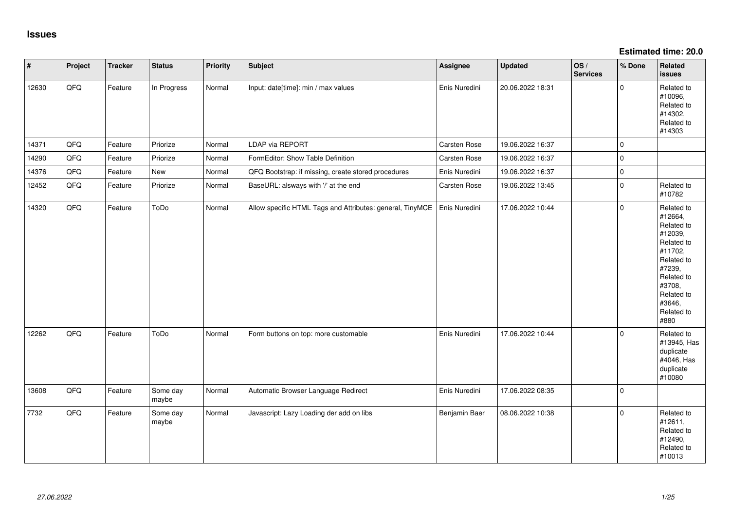# Issues

**Estimated time: 20.0**

| # | Project | Tracker | Status | Priority | Subject | Assignee | Updated | OS / Services | % Done | Related issues |
|---|---|---|---|---|---|---|---|---|---|---|
| 12630 | QFQ | Feature | In Progress | Normal | Input: date[time]: min / max values | Enis Nuredini | 20.06.2022 18:31 | | 0 | Related to #10096, Related to #14302, Related to #14303 |
| 14371 | QFQ | Feature | Priorize | Normal | LDAP via REPORT | Carsten Rose | 19.06.2022 16:37 | | 0 | |
| 14290 | QFQ | Feature | Priorize | Normal | FormEditor: Show Table Definition | Carsten Rose | 19.06.2022 16:37 | | 0 | |
| 14376 | QFQ | Feature | New | Normal | QFQ Bootstrap: if missing, create stored procedures | Enis Nuredini | 19.06.2022 16:37 | | 0 | |
| 12452 | QFQ | Feature | Priorize | Normal | BaseURL: alsways with '/' at the end | Carsten Rose | 19.06.2022 13:45 | | 0 | Related to #10782 |
| 14320 | QFQ | Feature | ToDo | Normal | Allow specific HTML Tags and Attributes: general, TinyMCE | Enis Nuredini | 17.06.2022 10:44 | | 0 | Related to #12664, Related to #12039, Related to #11702, Related to #7239, Related to #3708, Related to #3646, Related to #880 |
| 12262 | QFQ | Feature | ToDo | Normal | Form buttons on top: more customable | Enis Nuredini | 17.06.2022 10:44 | | 0 | Related to #13945, Has duplicate #4046, Has duplicate #10080 |
| 13608 | QFQ | Feature | Some day maybe | Normal | Automatic Browser Language Redirect | Enis Nuredini | 17.06.2022 08:35 | | 0 | |
| 7732 | QFQ | Feature | Some day maybe | Normal | Javascript: Lazy Loading der add on libs | Benjamin Baer | 08.06.2022 10:38 | | 0 | Related to #12611, Related to #12490, Related to #10013 |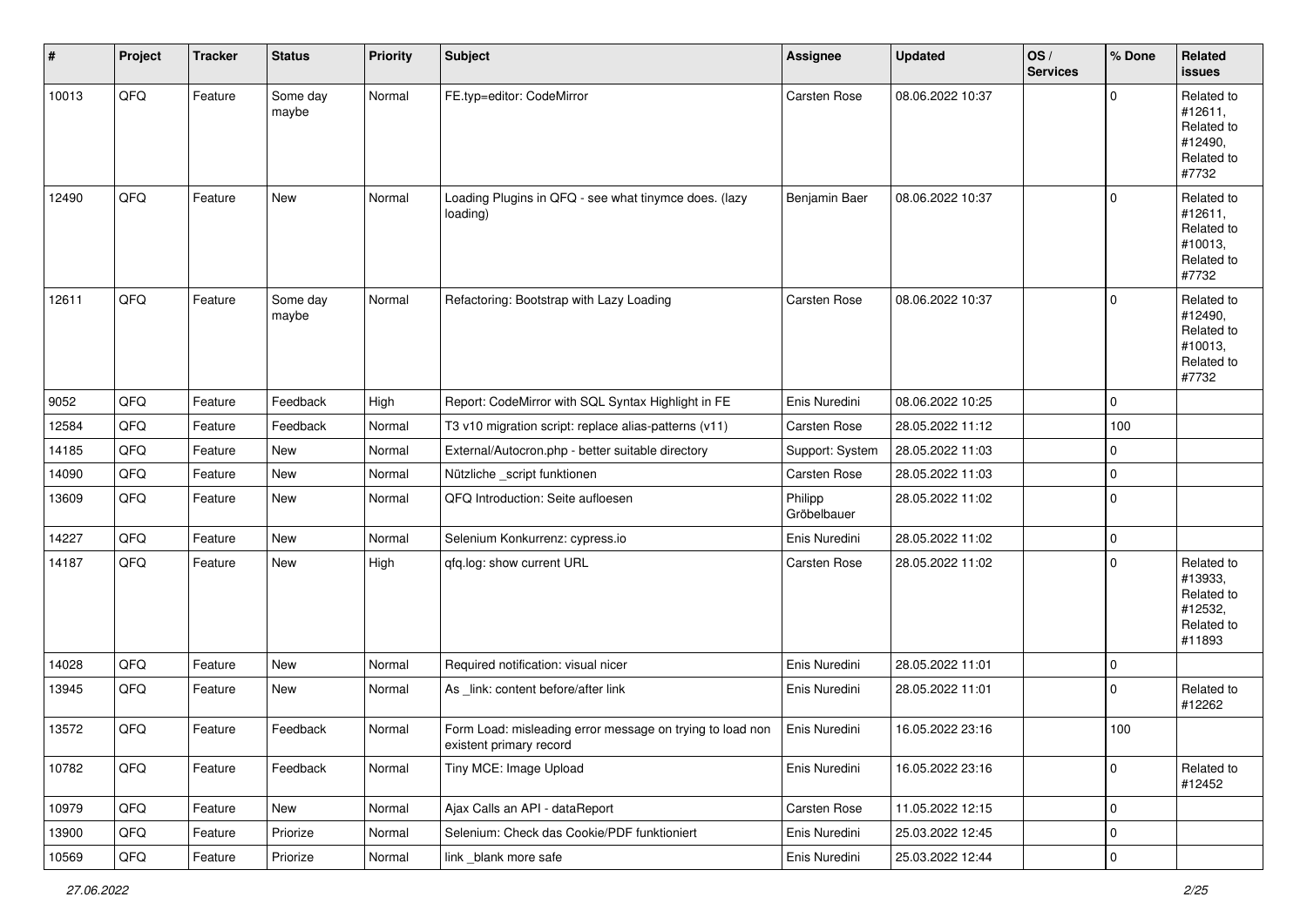| # | Project | Tracker | Status | Priority | Subject | Assignee | Updated | OS / Services | % Done | Related issues |
|---|---|---|---|---|---|---|---|---|---|---|
| 10013 | QFQ | Feature | Some day maybe | Normal | FE.typ=editor: CodeMirror | Carsten Rose | 08.06.2022 10:37 | | 0 | Related to #12611, Related to #12490, Related to #7732 |
| 12490 | QFQ | Feature | New | Normal | Loading Plugins in QFQ - see what tinymce does. (lazy loading) | Benjamin Baer | 08.06.2022 10:37 | | 0 | Related to #12611, Related to #10013, Related to #7732 |
| 12611 | QFQ | Feature | Some day maybe | Normal | Refactoring: Bootstrap with Lazy Loading | Carsten Rose | 08.06.2022 10:37 | | 0 | Related to #12490, Related to #10013, Related to #7732 |
| 9052 | QFQ | Feature | Feedback | High | Report: CodeMirror with SQL Syntax Highlight in FE | Enis Nuredini | 08.06.2022 10:25 | | 0 | |
| 12584 | QFQ | Feature | Feedback | Normal | T3 v10 migration script: replace alias-patterns (v11) | Carsten Rose | 28.05.2022 11:12 | | 100 | |
| 14185 | QFQ | Feature | New | Normal | External/Autocron.php - better suitable directory | Support: System | 28.05.2022 11:03 | | 0 | |
| 14090 | QFQ | Feature | New | Normal | Nützliche _script funktionen | Carsten Rose | 28.05.2022 11:03 | | 0 | |
| 13609 | QFQ | Feature | New | Normal | QFQ Introduction: Seite aufloesen | Philipp Gröbelbauer | 28.05.2022 11:02 | | 0 | |
| 14227 | QFQ | Feature | New | Normal | Selenium Konkurrenz: cypress.io | Enis Nuredini | 28.05.2022 11:02 | | 0 | |
| 14187 | QFQ | Feature | New | High | qfq.log: show current URL | Carsten Rose | 28.05.2022 11:02 | | 0 | Related to #13933, Related to #12532, Related to #11893 |
| 14028 | QFQ | Feature | New | Normal | Required notification: visual nicer | Enis Nuredini | 28.05.2022 11:01 | | 0 | |
| 13945 | QFQ | Feature | New | Normal | As _link: content before/after link | Enis Nuredini | 28.05.2022 11:01 | | 0 | Related to #12262 |
| 13572 | QFQ | Feature | Feedback | Normal | Form Load: misleading error message on trying to load non existent primary record | Enis Nuredini | 16.05.2022 23:16 | | 100 | |
| 10782 | QFQ | Feature | Feedback | Normal | Tiny MCE: Image Upload | Enis Nuredini | 16.05.2022 23:16 | | 0 | Related to #12452 |
| 10979 | QFQ | Feature | New | Normal | Ajax Calls an API - dataReport | Carsten Rose | 11.05.2022 12:15 | | 0 | |
| 13900 | QFQ | Feature | Priorize | Normal | Selenium: Check das Cookie/PDF funktioniert | Enis Nuredini | 25.03.2022 12:45 | | 0 | |
| 10569 | QFQ | Feature | Priorize | Normal | link _blank more safe | Enis Nuredini | 25.03.2022 12:44 | | 0 | |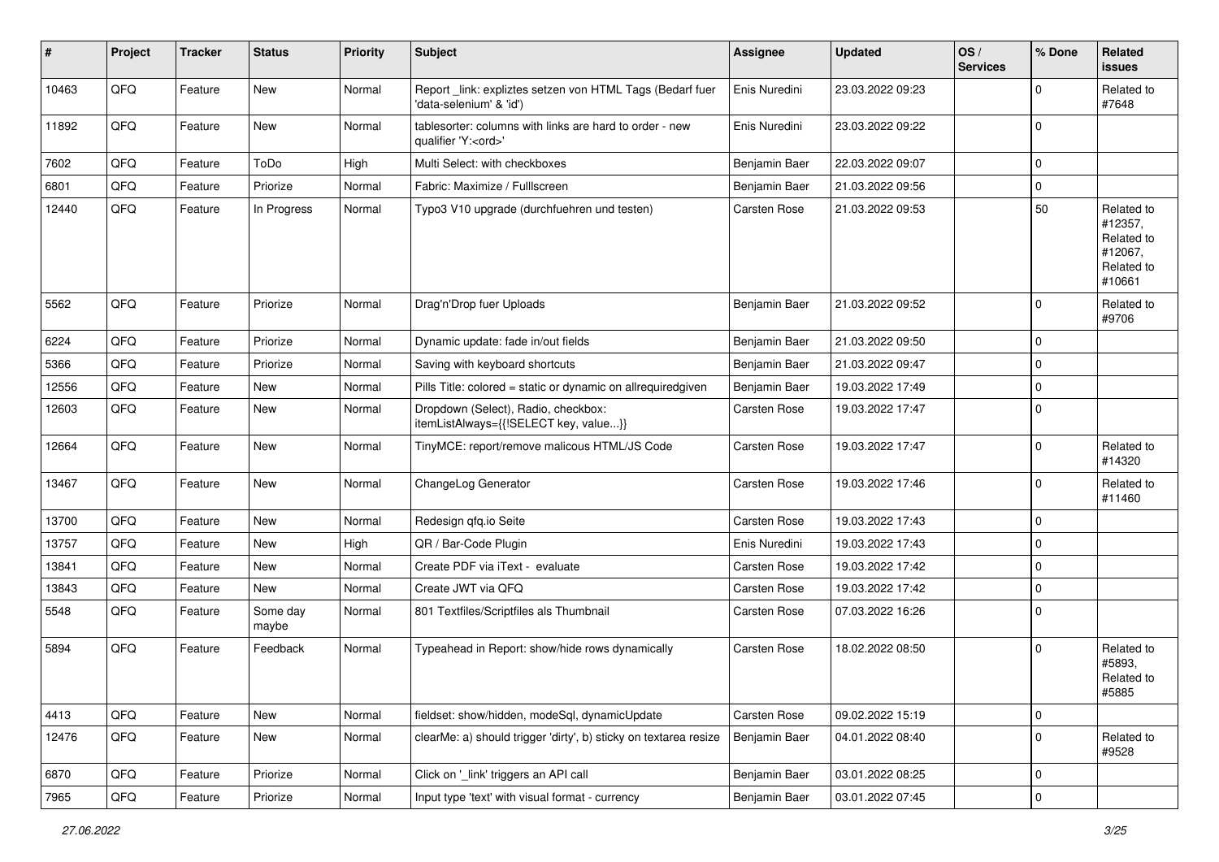| # | Project | Tracker | Status | Priority | Subject | Assignee | Updated | OS / Services | % Done | Related issues |
|---|---|---|---|---|---|---|---|---|---|---|
| 10463 | QFQ | Feature | New | Normal | Report _link: expliztes setzen von HTML Tags (Bedarf fuer 'data-selenium' & 'id') | Enis Nuredini | 23.03.2022 09:23 | | 0 | Related to #7648 |
| 11892 | QFQ | Feature | New | Normal | tablesorter: columns with links are hard to order - new qualifier 'Y:<ord>' | Enis Nuredini | 23.03.2022 09:22 | | 0 | |
| 7602 | QFQ | Feature | ToDo | High | Multi Select: with checkboxes | Benjamin Baer | 22.03.2022 09:07 | | 0 | |
| 6801 | QFQ | Feature | Priorize | Normal | Fabric: Maximize / FullIscreen | Benjamin Baer | 21.03.2022 09:56 | | 0 | |
| 12440 | QFQ | Feature | In Progress | Normal | Typo3 V10 upgrade (durchfuehren und testen) | Carsten Rose | 21.03.2022 09:53 | | 50 | Related to #12357, Related to #12067, Related to #10661 |
| 5562 | QFQ | Feature | Priorize | Normal | Drag'n'Drop fuer Uploads | Benjamin Baer | 21.03.2022 09:52 | | 0 | Related to #9706 |
| 6224 | QFQ | Feature | Priorize | Normal | Dynamic update: fade in/out fields | Benjamin Baer | 21.03.2022 09:50 | | 0 | |
| 5366 | QFQ | Feature | Priorize | Normal | Saving with keyboard shortcuts | Benjamin Baer | 21.03.2022 09:47 | | 0 | |
| 12556 | QFQ | Feature | New | Normal | Pills Title: colored = static or dynamic on allrequiredgiven | Benjamin Baer | 19.03.2022 17:49 | | 0 | |
| 12603 | QFQ | Feature | New | Normal | Dropdown (Select), Radio, checkbox: itemListAlways={{!SELECT key, value...}} | Carsten Rose | 19.03.2022 17:47 | | 0 | |
| 12664 | QFQ | Feature | New | Normal | TinyMCE: report/remove malicous HTML/JS Code | Carsten Rose | 19.03.2022 17:47 | | 0 | Related to #14320 |
| 13467 | QFQ | Feature | New | Normal | ChangeLog Generator | Carsten Rose | 19.03.2022 17:46 | | 0 | Related to #11460 |
| 13700 | QFQ | Feature | New | Normal | Redesign qfq.io Seite | Carsten Rose | 19.03.2022 17:43 | | 0 | |
| 13757 | QFQ | Feature | New | High | QR / Bar-Code Plugin | Enis Nuredini | 19.03.2022 17:43 | | 0 | |
| 13841 | QFQ | Feature | New | Normal | Create PDF via iText - evaluate | Carsten Rose | 19.03.2022 17:42 | | 0 | |
| 13843 | QFQ | Feature | New | Normal | Create JWT via QFQ | Carsten Rose | 19.03.2022 17:42 | | 0 | |
| 5548 | QFQ | Feature | Some day maybe | Normal | 801 Textfiles/Scriptfiles als Thumbnail | Carsten Rose | 07.03.2022 16:26 | | 0 | |
| 5894 | QFQ | Feature | Feedback | Normal | Typeahead in Report: show/hide rows dynamically | Carsten Rose | 18.02.2022 08:50 | | 0 | Related to #5893, Related to #5885 |
| 4413 | QFQ | Feature | New | Normal | fieldset: show/hidden, modeSql, dynamicUpdate | Carsten Rose | 09.02.2022 15:19 | | 0 | |
| 12476 | QFQ | Feature | New | Normal | clearMe: a) should trigger 'dirty', b) sticky on textarea resize | Benjamin Baer | 04.01.2022 08:40 | | 0 | Related to #9528 |
| 6870 | QFQ | Feature | Priorize | Normal | Click on '_link' triggers an API call | Benjamin Baer | 03.01.2022 08:25 | | 0 | |
| 7965 | QFQ | Feature | Priorize | Normal | Input type 'text' with visual format - currency | Benjamin Baer | 03.01.2022 07:45 | | 0 | |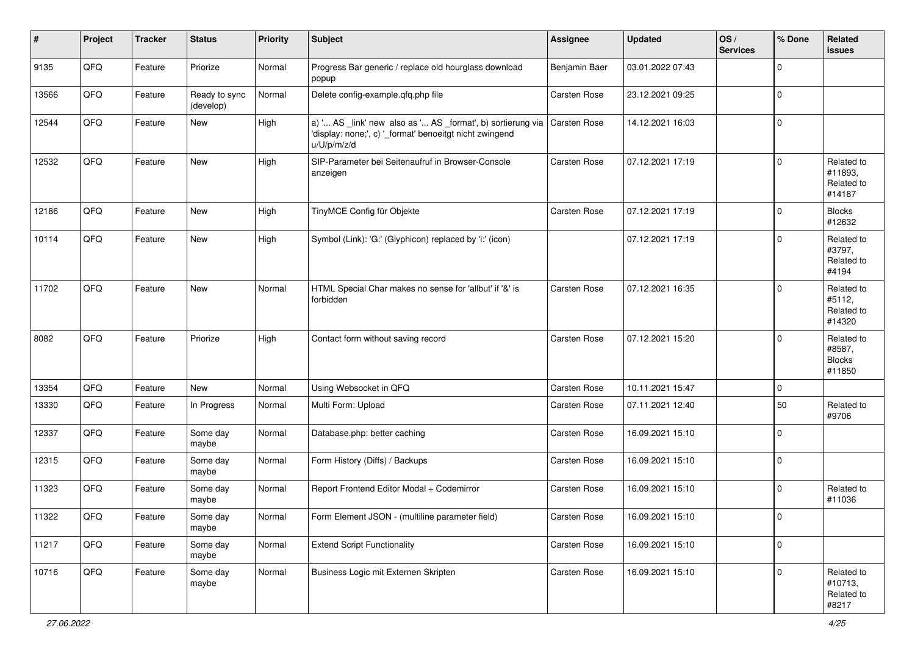| # | Project | Tracker | Status | Priority | Subject | Assignee | Updated | OS / Services | % Done | Related issues |
|---|---|---|---|---|---|---|---|---|---|---|
| 9135 | QFQ | Feature | Priorize | Normal | Progress Bar generic / replace old hourglass download popup | Benjamin Baer | 03.01.2022 07:43 | | 0 | |
| 13566 | QFQ | Feature | Ready to sync (develop) | Normal | Delete config-example.qfq.php file | Carsten Rose | 23.12.2021 09:25 | | 0 | |
| 12544 | QFQ | Feature | New | High | a) '... AS _link' new also as '... AS _format', b) sortierung via 'display: none;', c) '_format' benoeitgt nicht zwingend u/U/p/m/z/d | Carsten Rose | 14.12.2021 16:03 | | 0 | |
| 12532 | QFQ | Feature | New | High | SIP-Parameter bei Seitenaufruf in Browser-Console anzeigen | Carsten Rose | 07.12.2021 17:19 | | 0 | Related to #11893, Related to #14187 |
| 12186 | QFQ | Feature | New | High | TinyMCE Config für Objekte | Carsten Rose | 07.12.2021 17:19 | | 0 | Blocks #12632 |
| 10114 | QFQ | Feature | New | High | Symbol (Link): 'G:' (Glyphicon) replaced by 'i:' (icon) | | 07.12.2021 17:19 | | 0 | Related to #3797, Related to #4194 |
| 11702 | QFQ | Feature | New | Normal | HTML Special Char makes no sense for 'allbut' if '&' is forbidden | Carsten Rose | 07.12.2021 16:35 | | 0 | Related to #5112, Related to #14320 |
| 8082 | QFQ | Feature | Priorize | High | Contact form without saving record | Carsten Rose | 07.12.2021 15:20 | | 0 | Related to #8587, Blocks #11850 |
| 13354 | QFQ | Feature | New | Normal | Using Websocket in QFQ | Carsten Rose | 10.11.2021 15:47 | | 0 | |
| 13330 | QFQ | Feature | In Progress | Normal | Multi Form: Upload | Carsten Rose | 07.11.2021 12:40 | | 50 | Related to #9706 |
| 12337 | QFQ | Feature | Some day maybe | Normal | Database.php: better caching | Carsten Rose | 16.09.2021 15:10 | | 0 | |
| 12315 | QFQ | Feature | Some day maybe | Normal | Form History (Diffs) / Backups | Carsten Rose | 16.09.2021 15:10 | | 0 | |
| 11323 | QFQ | Feature | Some day maybe | Normal | Report Frontend Editor Modal + Codemirror | Carsten Rose | 16.09.2021 15:10 | | 0 | Related to #11036 |
| 11322 | QFQ | Feature | Some day maybe | Normal | Form Element JSON - (multiline parameter field) | Carsten Rose | 16.09.2021 15:10 | | 0 | |
| 11217 | QFQ | Feature | Some day maybe | Normal | Extend Script Functionality | Carsten Rose | 16.09.2021 15:10 | | 0 | |
| 10716 | QFQ | Feature | Some day maybe | Normal | Business Logic mit Externen Skripten | Carsten Rose | 16.09.2021 15:10 | | 0 | Related to #10713, Related to #8217 |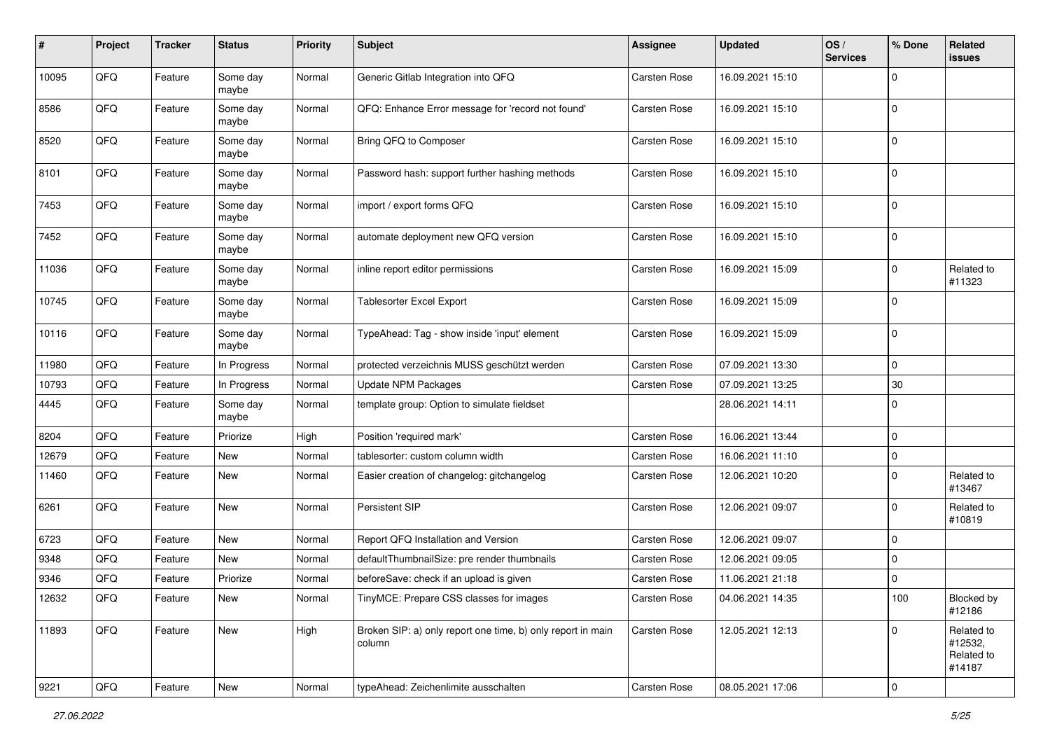| # | Project | Tracker | Status | Priority | Subject | Assignee | Updated | OS / Services | % Done | Related issues |
|---|---|---|---|---|---|---|---|---|---|---|
| 10095 | QFQ | Feature | Some day maybe | Normal | Generic Gitlab Integration into QFQ | Carsten Rose | 16.09.2021 15:10 | | 0 | |
| 8586 | QFQ | Feature | Some day maybe | Normal | QFQ: Enhance Error message for 'record not found' | Carsten Rose | 16.09.2021 15:10 | | 0 | |
| 8520 | QFQ | Feature | Some day maybe | Normal | Bring QFQ to Composer | Carsten Rose | 16.09.2021 15:10 | | 0 | |
| 8101 | QFQ | Feature | Some day maybe | Normal | Password hash: support further hashing methods | Carsten Rose | 16.09.2021 15:10 | | 0 | |
| 7453 | QFQ | Feature | Some day maybe | Normal | import / export forms QFQ | Carsten Rose | 16.09.2021 15:10 | | 0 | |
| 7452 | QFQ | Feature | Some day maybe | Normal | automate deployment new QFQ version | Carsten Rose | 16.09.2021 15:10 | | 0 | |
| 11036 | QFQ | Feature | Some day maybe | Normal | inline report editor permissions | Carsten Rose | 16.09.2021 15:09 | | 0 | Related to #11323 |
| 10745 | QFQ | Feature | Some day maybe | Normal | Tablesorter Excel Export | Carsten Rose | 16.09.2021 15:09 | | 0 | |
| 10116 | QFQ | Feature | Some day maybe | Normal | TypeAhead: Tag - show inside 'input' element | Carsten Rose | 16.09.2021 15:09 | | 0 | |
| 11980 | QFQ | Feature | In Progress | Normal | protected verzeichnis MUSS geschützt werden | Carsten Rose | 07.09.2021 13:30 | | 0 | |
| 10793 | QFQ | Feature | In Progress | Normal | Update NPM Packages | Carsten Rose | 07.09.2021 13:25 | | 30 | |
| 4445 | QFQ | Feature | Some day maybe | Normal | template group: Option to simulate fieldset | | 28.06.2021 14:11 | | 0 | |
| 8204 | QFQ | Feature | Priorize | High | Position 'required mark' | Carsten Rose | 16.06.2021 13:44 | | 0 | |
| 12679 | QFQ | Feature | New | Normal | tablesorter: custom column width | Carsten Rose | 16.06.2021 11:10 | | 0 | |
| 11460 | QFQ | Feature | New | Normal | Easier creation of changelog: gitchangelog | Carsten Rose | 12.06.2021 10:20 | | 0 | Related to #13467 |
| 6261 | QFQ | Feature | New | Normal | Persistent SIP | Carsten Rose | 12.06.2021 09:07 | | 0 | Related to #10819 |
| 6723 | QFQ | Feature | New | Normal | Report QFQ Installation and Version | Carsten Rose | 12.06.2021 09:07 | | 0 | |
| 9348 | QFQ | Feature | New | Normal | defaultThumbnailSize: pre render thumbnails | Carsten Rose | 12.06.2021 09:05 | | 0 | |
| 9346 | QFQ | Feature | Priorize | Normal | beforeSave: check if an upload is given | Carsten Rose | 11.06.2021 21:18 | | 0 | |
| 12632 | QFQ | Feature | New | Normal | TinyMCE: Prepare CSS classes for images | Carsten Rose | 04.06.2021 14:35 | | 100 | Blocked by #12186 |
| 11893 | QFQ | Feature | New | High | Broken SIP: a) only report one time, b) only report in main column | Carsten Rose | 12.05.2021 12:13 | | 0 | Related to #12532, Related to #14187 |
| 9221 | QFQ | Feature | New | Normal | typeAhead: Zeichenlimite ausschalten | Carsten Rose | 08.05.2021 17:06 | | 0 | |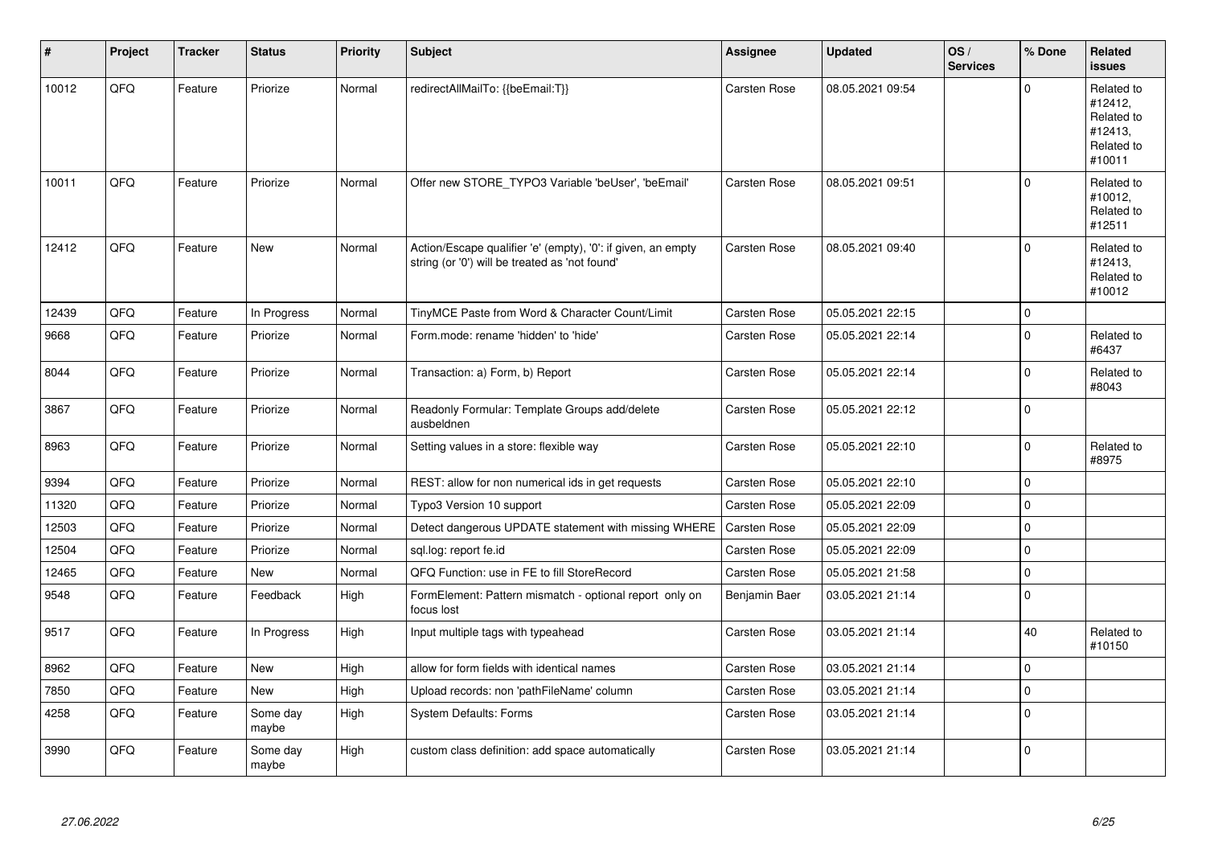| # | Project | Tracker | Status | Priority | Subject | Assignee | Updated | OS / Services | % Done | Related issues |
|---|---|---|---|---|---|---|---|---|---|---|
| 10012 | QFQ | Feature | Priorize | Normal | redirectAllMailTo: {{beEmail:T}} | Carsten Rose | 08.05.2021 09:54 | | 0 | Related to #12412, Related to #12413, Related to #10011 |
| 10011 | QFQ | Feature | Priorize | Normal | Offer new STORE_TYPO3 Variable 'beUser', 'beEmail' | Carsten Rose | 08.05.2021 09:51 | | 0 | Related to #10012, Related to #12511 |
| 12412 | QFQ | Feature | New | Normal | Action/Escape qualifier 'e' (empty), '0': if given, an empty string (or '0') will be treated as 'not found' | Carsten Rose | 08.05.2021 09:40 | | 0 | Related to #12413, Related to #10012 |
| 12439 | QFQ | Feature | In Progress | Normal | TinyMCE Paste from Word & Character Count/Limit | Carsten Rose | 05.05.2021 22:15 | | 0 | |
| 9668 | QFQ | Feature | Priorize | Normal | Form.mode: rename 'hidden' to 'hide' | Carsten Rose | 05.05.2021 22:14 | | 0 | Related to #6437 |
| 8044 | QFQ | Feature | Priorize | Normal | Transaction: a) Form, b) Report | Carsten Rose | 05.05.2021 22:14 | | 0 | Related to #8043 |
| 3867 | QFQ | Feature | Priorize | Normal | Readonly Formular: Template Groups add/delete ausbeldnen | Carsten Rose | 05.05.2021 22:12 | | 0 | |
| 8963 | QFQ | Feature | Priorize | Normal | Setting values in a store: flexible way | Carsten Rose | 05.05.2021 22:10 | | 0 | Related to #8975 |
| 9394 | QFQ | Feature | Priorize | Normal | REST: allow for non numerical ids in get requests | Carsten Rose | 05.05.2021 22:10 | | 0 | |
| 11320 | QFQ | Feature | Priorize | Normal | Typo3 Version 10 support | Carsten Rose | 05.05.2021 22:09 | | 0 | |
| 12503 | QFQ | Feature | Priorize | Normal | Detect dangerous UPDATE statement with missing WHERE | Carsten Rose | 05.05.2021 22:09 | | 0 | |
| 12504 | QFQ | Feature | Priorize | Normal | sql.log: report fe.id | Carsten Rose | 05.05.2021 22:09 | | 0 | |
| 12465 | QFQ | Feature | New | Normal | QFQ Function: use in FE to fill StoreRecord | Carsten Rose | 05.05.2021 21:58 | | 0 | |
| 9548 | QFQ | Feature | Feedback | High | FormElement: Pattern mismatch - optional report only on focus lost | Benjamin Baer | 03.05.2021 21:14 | | 0 | |
| 9517 | QFQ | Feature | In Progress | High | Input multiple tags with typeahead | Carsten Rose | 03.05.2021 21:14 | | 40 | Related to #10150 |
| 8962 | QFQ | Feature | New | High | allow for form fields with identical names | Carsten Rose | 03.05.2021 21:14 | | 0 | |
| 7850 | QFQ | Feature | New | High | Upload records: non 'pathFileName' column | Carsten Rose | 03.05.2021 21:14 | | 0 | |
| 4258 | QFQ | Feature | Some day maybe | High | System Defaults: Forms | Carsten Rose | 03.05.2021 21:14 | | 0 | |
| 3990 | QFQ | Feature | Some day maybe | High | custom class definition: add space automatically | Carsten Rose | 03.05.2021 21:14 | | 0 | |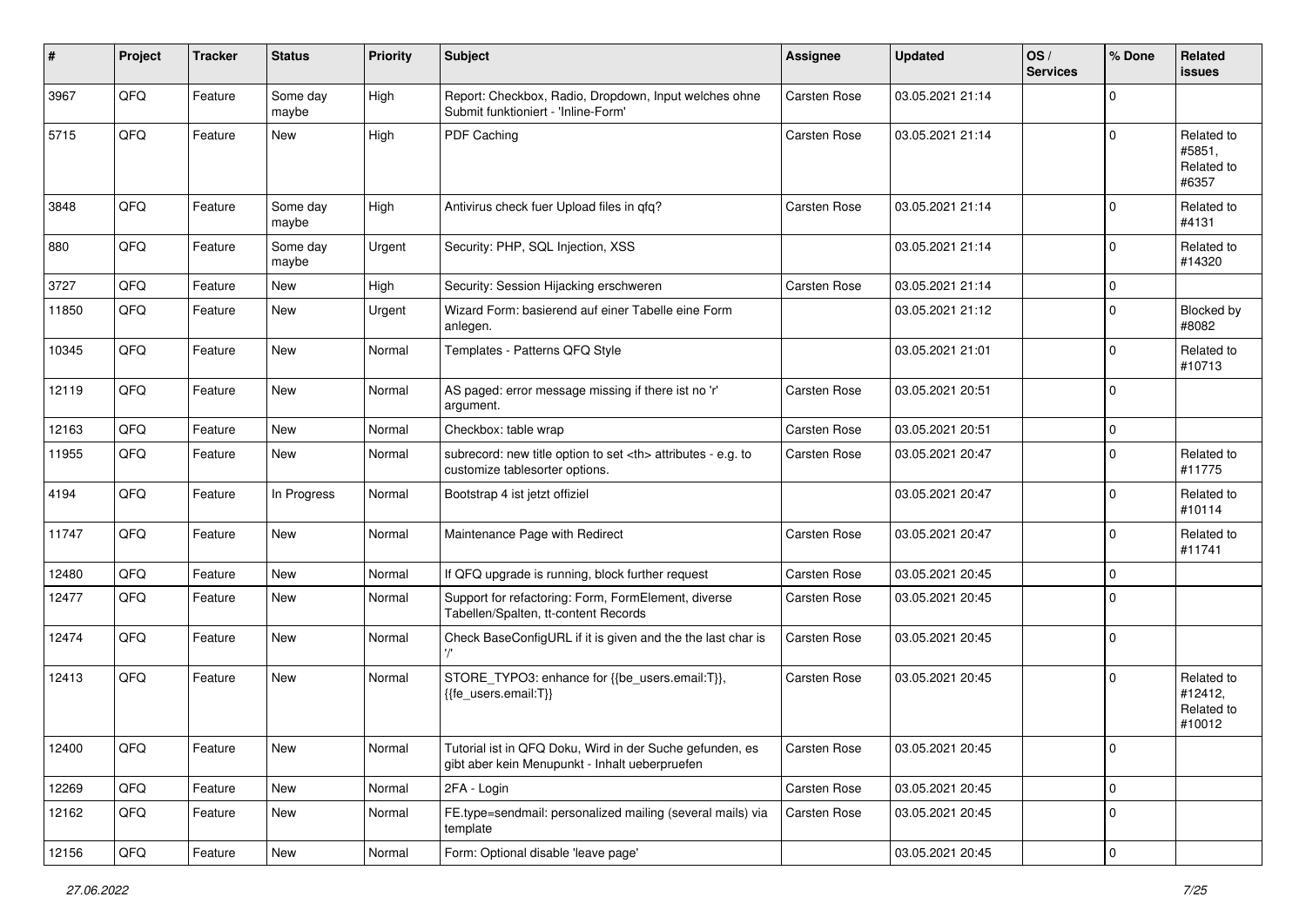| # | Project | Tracker | Status | Priority | Subject | Assignee | Updated | OS / Services | % Done | Related issues |
|---|---|---|---|---|---|---|---|---|---|---|
| 3967 | QFQ | Feature | Some day maybe | High | Report: Checkbox, Radio, Dropdown, Input welches ohne Submit funktioniert - 'Inline-Form' | Carsten Rose | 03.05.2021 21:14 | | 0 | |
| 5715 | QFQ | Feature | New | High | PDF Caching | Carsten Rose | 03.05.2021 21:14 | | 0 | Related to #5851, Related to #6357 |
| 3848 | QFQ | Feature | Some day maybe | High | Antivirus check fuer Upload files in qfq? | Carsten Rose | 03.05.2021 21:14 | | 0 | Related to #4131 |
| 880 | QFQ | Feature | Some day maybe | Urgent | Security: PHP, SQL Injection, XSS | | 03.05.2021 21:14 | | 0 | Related to #14320 |
| 3727 | QFQ | Feature | New | High | Security: Session Hijacking erschweren | Carsten Rose | 03.05.2021 21:14 | | 0 | |
| 11850 | QFQ | Feature | New | Urgent | Wizard Form: basierend auf einer Tabelle eine Form anlegen. | | 03.05.2021 21:12 | | 0 | Blocked by #8082 |
| 10345 | QFQ | Feature | New | Normal | Templates - Patterns QFQ Style | | 03.05.2021 21:01 | | 0 | Related to #10713 |
| 12119 | QFQ | Feature | New | Normal | AS paged: error message missing if there ist no 'r' argument. | Carsten Rose | 03.05.2021 20:51 | | 0 | |
| 12163 | QFQ | Feature | New | Normal | Checkbox: table wrap | Carsten Rose | 03.05.2021 20:51 | | 0 | |
| 11955 | QFQ | Feature | New | Normal | subrecord: new title option to set <th> attributes - e.g. to customize tablesorter options. | Carsten Rose | 03.05.2021 20:47 | | 0 | Related to #11775 |
| 4194 | QFQ | Feature | In Progress | Normal | Bootstrap 4 ist jetzt offiziel | | 03.05.2021 20:47 | | 0 | Related to #10114 |
| 11747 | QFQ | Feature | New | Normal | Maintenance Page with Redirect | Carsten Rose | 03.05.2021 20:47 | | 0 | Related to #11741 |
| 12480 | QFQ | Feature | New | Normal | If QFQ upgrade is running, block further request | Carsten Rose | 03.05.2021 20:45 | | 0 | |
| 12477 | QFQ | Feature | New | Normal | Support for refactoring: Form, FormElement, diverse Tabellen/Spalten, tt-content Records | Carsten Rose | 03.05.2021 20:45 | | 0 | |
| 12474 | QFQ | Feature | New | Normal | Check BaseConfigURL if it is given and the the last char is '/' | Carsten Rose | 03.05.2021 20:45 | | 0 | |
| 12413 | QFQ | Feature | New | Normal | STORE_TYPO3: enhance for {{be_users.email:T}}, {{fe_users.email:T}} | Carsten Rose | 03.05.2021 20:45 | | 0 | Related to #12412, Related to #10012 |
| 12400 | QFQ | Feature | New | Normal | Tutorial ist in QFQ Doku, Wird in der Suche gefunden, es gibt aber kein Menupunkt - Inhalt ueberpruefen | Carsten Rose | 03.05.2021 20:45 | | 0 | |
| 12269 | QFQ | Feature | New | Normal | 2FA - Login | Carsten Rose | 03.05.2021 20:45 | | 0 | |
| 12162 | QFQ | Feature | New | Normal | FE.type=sendmail: personalized mailing (several mails) via template | Carsten Rose | 03.05.2021 20:45 | | 0 | |
| 12156 | QFQ | Feature | New | Normal | Form: Optional disable 'leave page' | | 03.05.2021 20:45 | | 0 | |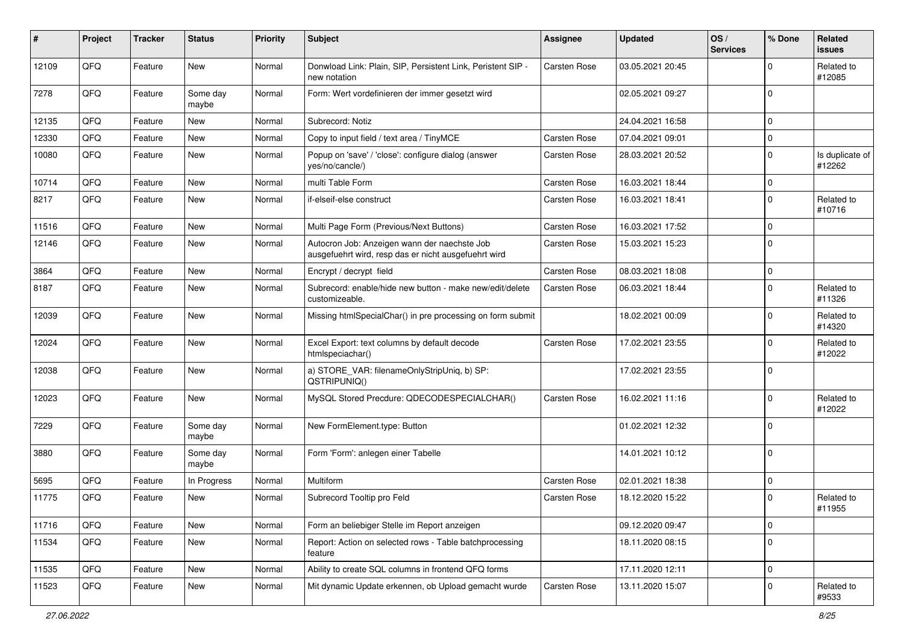| # | Project | Tracker | Status | Priority | Subject | Assignee | Updated | OS / Services | % Done | Related issues |
|---|---|---|---|---|---|---|---|---|---|---|
| 12109 | QFQ | Feature | New | Normal | Donwload Link: Plain, SIP, Persistent Link, Peristent SIP - new notation | Carsten Rose | 03.05.2021 20:45 | | 0 | Related to #12085 |
| 7278 | QFQ | Feature | Some day maybe | Normal | Form: Wert vordefinieren der immer gesetzt wird | | 02.05.2021 09:27 | | 0 | |
| 12135 | QFQ | Feature | New | Normal | Subrecord: Notiz | | 24.04.2021 16:58 | | 0 | |
| 12330 | QFQ | Feature | New | Normal | Copy to input field / text area / TinyMCE | Carsten Rose | 07.04.2021 09:01 | | 0 | |
| 10080 | QFQ | Feature | New | Normal | Popup on 'save' / 'close': configure dialog (answer yes/no/cancle/) | Carsten Rose | 28.03.2021 20:52 | | 0 | Is duplicate of #12262 |
| 10714 | QFQ | Feature | New | Normal | multi Table Form | Carsten Rose | 16.03.2021 18:44 | | 0 | |
| 8217 | QFQ | Feature | New | Normal | if-elseif-else construct | Carsten Rose | 16.03.2021 18:41 | | 0 | Related to #10716 |
| 11516 | QFQ | Feature | New | Normal | Multi Page Form (Previous/Next Buttons) | Carsten Rose | 16.03.2021 17:52 | | 0 | |
| 12146 | QFQ | Feature | New | Normal | Autocron Job: Anzeigen wann der naechste Job ausgefuehrt wird, resp das er nicht ausgefuehrt wird | Carsten Rose | 15.03.2021 15:23 | | 0 | |
| 3864 | QFQ | Feature | New | Normal | Encrypt / decrypt field | Carsten Rose | 08.03.2021 18:08 | | 0 | |
| 8187 | QFQ | Feature | New | Normal | Subrecord: enable/hide new button - make new/edit/delete customizeable. | Carsten Rose | 06.03.2021 18:44 | | 0 | Related to #11326 |
| 12039 | QFQ | Feature | New | Normal | Missing htmlSpecialChar() in pre processing on form submit | | 18.02.2021 00:09 | | 0 | Related to #14320 |
| 12024 | QFQ | Feature | New | Normal | Excel Export: text columns by default decode htmlspeciachar() | Carsten Rose | 17.02.2021 23:55 | | 0 | Related to #12022 |
| 12038 | QFQ | Feature | New | Normal | a) STORE_VAR: filenameOnlyStripUniq, b) SP: QSTRIPUNIQ() | | 17.02.2021 23:55 | | 0 | |
| 12023 | QFQ | Feature | New | Normal | MySQL Stored Precdure: QDECODESPECIALCHAR() | Carsten Rose | 16.02.2021 11:16 | | 0 | Related to #12022 |
| 7229 | QFQ | Feature | Some day maybe | Normal | New FormElement.type: Button | | 01.02.2021 12:32 | | 0 | |
| 3880 | QFQ | Feature | Some day maybe | Normal | Form 'Form': anlegen einer Tabelle | | 14.01.2021 10:12 | | 0 | |
| 5695 | QFQ | Feature | In Progress | Normal | Multiform | Carsten Rose | 02.01.2021 18:38 | | 0 | |
| 11775 | QFQ | Feature | New | Normal | Subrecord Tooltip pro Feld | Carsten Rose | 18.12.2020 15:22 | | 0 | Related to #11955 |
| 11716 | QFQ | Feature | New | Normal | Form an beliebiger Stelle im Report anzeigen | | 09.12.2020 09:47 | | 0 | |
| 11534 | QFQ | Feature | New | Normal | Report: Action on selected rows - Table batchprocessing feature | | 18.11.2020 08:15 | | 0 | |
| 11535 | QFQ | Feature | New | Normal | Ability to create SQL columns in frontend QFQ forms | | 17.11.2020 12:11 | | 0 | |
| 11523 | QFQ | Feature | New | Normal | Mit dynamic Update erkennen, ob Upload gemacht wurde | Carsten Rose | 13.11.2020 15:07 | | 0 | Related to #9533 |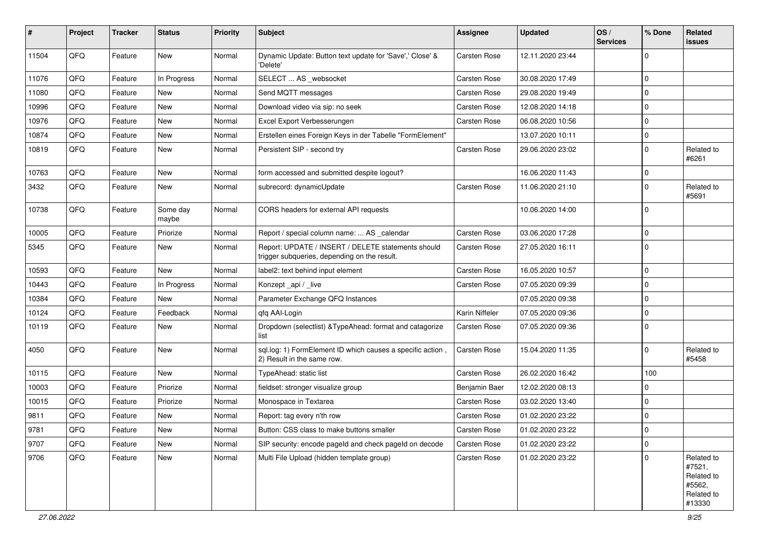| # | Project | Tracker | Status | Priority | Subject | Assignee | Updated | OS / Services | % Done | Related issues |
|---|---|---|---|---|---|---|---|---|---|---|
| 11504 | QFQ | Feature | New | Normal | Dynamic Update: Button text update for 'Save',' Close' & 'Delete' | Carsten Rose | 12.11.2020 23:44 | | 0 | |
| 11076 | QFQ | Feature | In Progress | Normal | SELECT ... AS _websocket | Carsten Rose | 30.08.2020 17:49 | | 0 | |
| 11080 | QFQ | Feature | New | Normal | Send MQTT messages | Carsten Rose | 29.08.2020 19:49 | | 0 | |
| 10996 | QFQ | Feature | New | Normal | Download video via sip: no seek | Carsten Rose | 12.08.2020 14:18 | | 0 | |
| 10976 | QFQ | Feature | New | Normal | Excel Export Verbesserungen | Carsten Rose | 06.08.2020 10:56 | | 0 | |
| 10874 | QFQ | Feature | New | Normal | Erstellen eines Foreign Keys in der Tabelle "FormElement" | | 13.07.2020 10:11 | | 0 | |
| 10819 | QFQ | Feature | New | Normal | Persistent SIP - second try | Carsten Rose | 29.06.2020 23:02 | | 0 | Related to #6261 |
| 10763 | QFQ | Feature | New | Normal | form accessed and submitted despite logout? | | 16.06.2020 11:43 | | 0 | |
| 3432 | QFQ | Feature | New | Normal | subrecord: dynamicUpdate | Carsten Rose | 11.06.2020 21:10 | | 0 | Related to #5691 |
| 10738 | QFQ | Feature | Some day maybe | Normal | CORS headers for external API requests | | 10.06.2020 14:00 | | 0 | |
| 10005 | QFQ | Feature | Priorize | Normal | Report / special column name: ... AS _calendar | Carsten Rose | 03.06.2020 17:28 | | 0 | |
| 5345 | QFQ | Feature | New | Normal | Report: UPDATE / INSERT / DELETE statements should trigger subqueries, depending on the result. | Carsten Rose | 27.05.2020 16:11 | | 0 | |
| 10593 | QFQ | Feature | New | Normal | label2: text behind input element | Carsten Rose | 16.05.2020 10:57 | | 0 | |
| 10443 | QFQ | Feature | In Progress | Normal | Konzept _api / _live | Carsten Rose | 07.05.2020 09:39 | | 0 | |
| 10384 | QFQ | Feature | New | Normal | Parameter Exchange QFQ Instances | | 07.05.2020 09:38 | | 0 | |
| 10124 | QFQ | Feature | Feedback | Normal | qfq AAI-Login | Karin Niffeler | 07.05.2020 09:36 | | 0 | |
| 10119 | QFQ | Feature | New | Normal | Dropdown (selectlist) &TypeAhead: format and catagorize list | Carsten Rose | 07.05.2020 09:36 | | 0 | |
| 4050 | QFQ | Feature | New | Normal | sql.log: 1) FormElement ID which causes a specific action , 2) Result in the same row. | Carsten Rose | 15.04.2020 11:35 | | 0 | Related to #5458 |
| 10115 | QFQ | Feature | New | Normal | TypeAhead: static list | Carsten Rose | 26.02.2020 16:42 | | 100 | |
| 10003 | QFQ | Feature | Priorize | Normal | fieldset: stronger visualize group | Benjamin Baer | 12.02.2020 08:13 | | 0 | |
| 10015 | QFQ | Feature | Priorize | Normal | Monospace in Textarea | Carsten Rose | 03.02.2020 13:40 | | 0 | |
| 9811 | QFQ | Feature | New | Normal | Report: tag every n'th row | Carsten Rose | 01.02.2020 23:22 | | 0 | |
| 9781 | QFQ | Feature | New | Normal | Button: CSS class to make buttons smaller | Carsten Rose | 01.02.2020 23:22 | | 0 | |
| 9707 | QFQ | Feature | New | Normal | SIP security: encode pageId and check pageId on decode | Carsten Rose | 01.02.2020 23:22 | | 0 | |
| 9706 | QFQ | Feature | New | Normal | Multi File Upload (hidden template group) | Carsten Rose | 01.02.2020 23:22 | | 0 | Related to #7521, Related to #5562, Related to #13330 |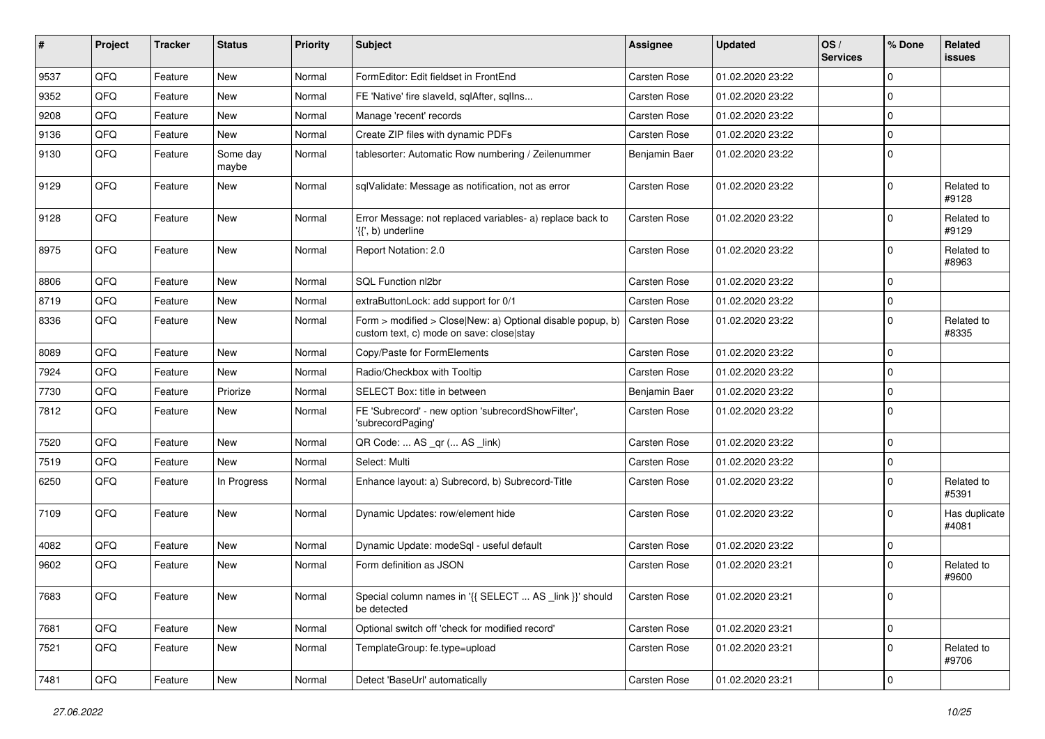| # | Project | Tracker | Status | Priority | Subject | Assignee | Updated | OS / Services | % Done | Related issues |
|---|---|---|---|---|---|---|---|---|---|---|
| 9537 | QFQ | Feature | New | Normal | FormEditor: Edit fieldset in FrontEnd | Carsten Rose | 01.02.2020 23:22 | | 0 | |
| 9352 | QFQ | Feature | New | Normal | FE 'Native' fire slaveId, sqlAfter, sqlIns... | Carsten Rose | 01.02.2020 23:22 | | 0 | |
| 9208 | QFQ | Feature | New | Normal | Manage 'recent' records | Carsten Rose | 01.02.2020 23:22 | | 0 | |
| 9136 | QFQ | Feature | New | Normal | Create ZIP files with dynamic PDFs | Carsten Rose | 01.02.2020 23:22 | | 0 | |
| 9130 | QFQ | Feature | Some day maybe | Normal | tablesorter: Automatic Row numbering / Zeilenummer | Benjamin Baer | 01.02.2020 23:22 | | 0 | |
| 9129 | QFQ | Feature | New | Normal | sqlValidate: Message as notification, not as error | Carsten Rose | 01.02.2020 23:22 | | 0 | Related to #9128 |
| 9128 | QFQ | Feature | New | Normal | Error Message: not replaced variables- a) replace back to '{{', b) underline | Carsten Rose | 01.02.2020 23:22 | | 0 | Related to #9129 |
| 8975 | QFQ | Feature | New | Normal | Report Notation: 2.0 | Carsten Rose | 01.02.2020 23:22 | | 0 | Related to #8963 |
| 8806 | QFQ | Feature | New | Normal | SQL Function nl2br | Carsten Rose | 01.02.2020 23:22 | | 0 | |
| 8719 | QFQ | Feature | New | Normal | extraButtonLock: add support for 0/1 | Carsten Rose | 01.02.2020 23:22 | | 0 | |
| 8336 | QFQ | Feature | New | Normal | Form > modified > Close\|New: a) Optional disable popup, b) custom text, c) mode on save: close\|stay | Carsten Rose | 01.02.2020 23:22 | | 0 | Related to #8335 |
| 8089 | QFQ | Feature | New | Normal | Copy/Paste for FormElements | Carsten Rose | 01.02.2020 23:22 | | 0 | |
| 7924 | QFQ | Feature | New | Normal | Radio/Checkbox with Tooltip | Carsten Rose | 01.02.2020 23:22 | | 0 | |
| 7730 | QFQ | Feature | Priorize | Normal | SELECT Box: title in between | Benjamin Baer | 01.02.2020 23:22 | | 0 | |
| 7812 | QFQ | Feature | New | Normal | FE 'Subrecord' - new option 'subrecordShowFilter', 'subrecordPaging' | Carsten Rose | 01.02.2020 23:22 | | 0 | |
| 7520 | QFQ | Feature | New | Normal | QR Code: ... AS _qr ( ... AS _link) | Carsten Rose | 01.02.2020 23:22 | | 0 | |
| 7519 | QFQ | Feature | New | Normal | Select: Multi | Carsten Rose | 01.02.2020 23:22 | | 0 | |
| 6250 | QFQ | Feature | In Progress | Normal | Enhance layout: a) Subrecord, b) Subrecord-Title | Carsten Rose | 01.02.2020 23:22 | | 0 | Related to #5391 |
| 7109 | QFQ | Feature | New | Normal | Dynamic Updates: row/element hide | Carsten Rose | 01.02.2020 23:22 | | 0 | Has duplicate #4081 |
| 4082 | QFQ | Feature | New | Normal | Dynamic Update: modeSql - useful default | Carsten Rose | 01.02.2020 23:22 | | 0 | |
| 9602 | QFQ | Feature | New | Normal | Form definition as JSON | Carsten Rose | 01.02.2020 23:21 | | 0 | Related to #9600 |
| 7683 | QFQ | Feature | New | Normal | Special column names in '{{ SELECT ... AS _link }}' should be detected | Carsten Rose | 01.02.2020 23:21 | | 0 | |
| 7681 | QFQ | Feature | New | Normal | Optional switch off 'check for modified record' | Carsten Rose | 01.02.2020 23:21 | | 0 | |
| 7521 | QFQ | Feature | New | Normal | TemplateGroup: fe.type=upload | Carsten Rose | 01.02.2020 23:21 | | 0 | Related to #9706 |
| 7481 | QFQ | Feature | New | Normal | Detect 'BaseUrl' automatically | Carsten Rose | 01.02.2020 23:21 | | 0 | |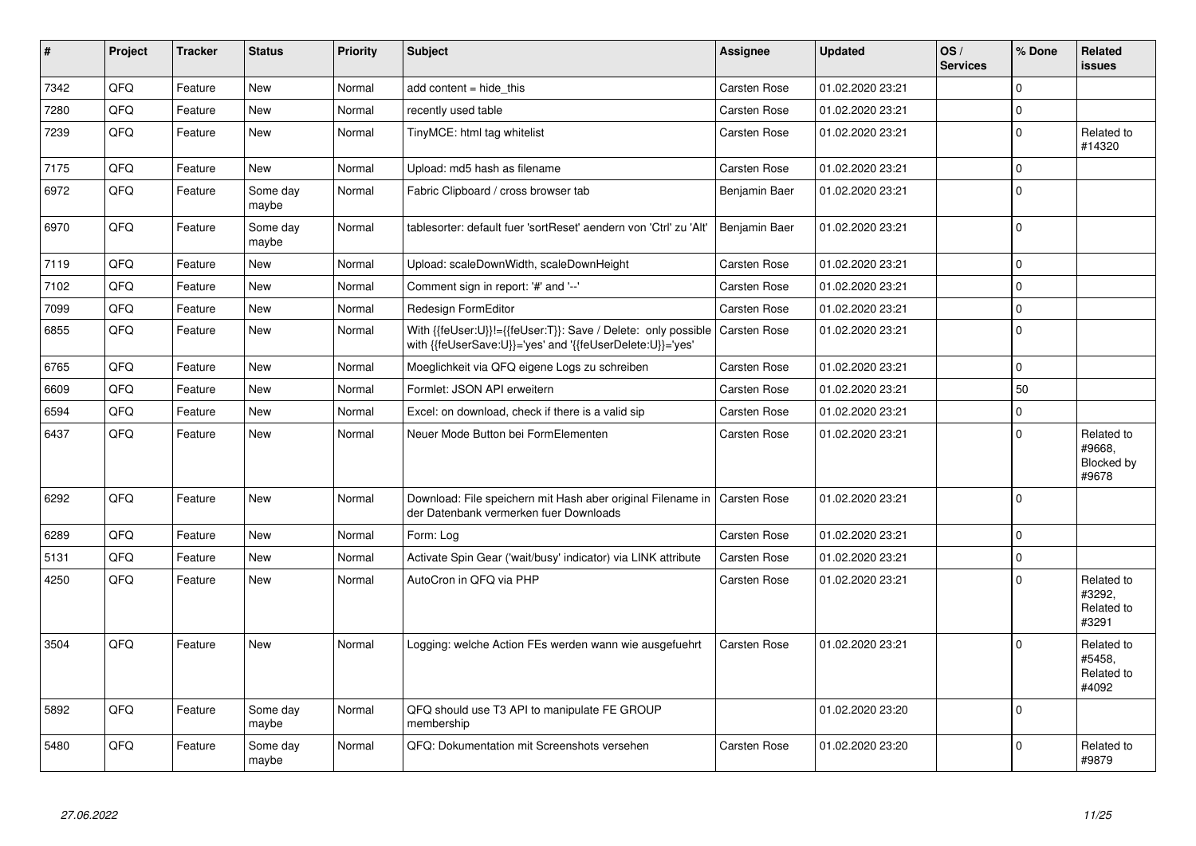| # | Project | Tracker | Status | Priority | Subject | Assignee | Updated | OS / Services | % Done | Related issues |
|---|---|---|---|---|---|---|---|---|---|---|
| 7342 | QFQ | Feature | New | Normal | add content = hide_this | Carsten Rose | 01.02.2020 23:21 | | 0 | |
| 7280 | QFQ | Feature | New | Normal | recently used table | Carsten Rose | 01.02.2020 23:21 | | 0 | |
| 7239 | QFQ | Feature | New | Normal | TinyMCE: html tag whitelist | Carsten Rose | 01.02.2020 23:21 | | 0 | Related to #14320 |
| 7175 | QFQ | Feature | New | Normal | Upload: md5 hash as filename | Carsten Rose | 01.02.2020 23:21 | | 0 | |
| 6972 | QFQ | Feature | Some day maybe | Normal | Fabric Clipboard / cross browser tab | Benjamin Baer | 01.02.2020 23:21 | | 0 | |
| 6970 | QFQ | Feature | Some day maybe | Normal | tablesorter: default fuer 'sortReset' aendern von 'Ctrl' zu 'Alt' | Benjamin Baer | 01.02.2020 23:21 | | 0 | |
| 7119 | QFQ | Feature | New | Normal | Upload: scaleDownWidth, scaleDownHeight | Carsten Rose | 01.02.2020 23:21 | | 0 | |
| 7102 | QFQ | Feature | New | Normal | Comment sign in report: '#' and '--' | Carsten Rose | 01.02.2020 23:21 | | 0 | |
| 7099 | QFQ | Feature | New | Normal | Redesign FormEditor | Carsten Rose | 01.02.2020 23:21 | | 0 | |
| 6855 | QFQ | Feature | New | Normal | With {{feUser:U}}!={{feUser:T}}: Save / Delete: only possible with {{feUserSave:U}}='yes' and '{{feUserDelete:U}}='yes' | Carsten Rose | 01.02.2020 23:21 | | 0 | |
| 6765 | QFQ | Feature | New | Normal | Moeglichkeit via QFQ eigene Logs zu schreiben | Carsten Rose | 01.02.2020 23:21 | | 0 | |
| 6609 | QFQ | Feature | New | Normal | Formlet: JSON API erweitern | Carsten Rose | 01.02.2020 23:21 | | 50 | |
| 6594 | QFQ | Feature | New | Normal | Excel: on download, check if there is a valid sip | Carsten Rose | 01.02.2020 23:21 | | 0 | |
| 6437 | QFQ | Feature | New | Normal | Neuer Mode Button bei FormElementen | Carsten Rose | 01.02.2020 23:21 | | 0 | Related to #9668, Blocked by #9678 |
| 6292 | QFQ | Feature | New | Normal | Download: File speichern mit Hash aber original Filename in der Datenbank vermerken fuer Downloads | Carsten Rose | 01.02.2020 23:21 | | 0 | |
| 6289 | QFQ | Feature | New | Normal | Form: Log | Carsten Rose | 01.02.2020 23:21 | | 0 | |
| 5131 | QFQ | Feature | New | Normal | Activate Spin Gear ('wait/busy' indicator) via LINK attribute | Carsten Rose | 01.02.2020 23:21 | | 0 | |
| 4250 | QFQ | Feature | New | Normal | AutoCron in QFQ via PHP | Carsten Rose | 01.02.2020 23:21 | | 0 | Related to #3292, Related to #3291 |
| 3504 | QFQ | Feature | New | Normal | Logging: welche Action FEs werden wann wie ausgefuehrt | Carsten Rose | 01.02.2020 23:21 | | 0 | Related to #5458, Related to #4092 |
| 5892 | QFQ | Feature | Some day maybe | Normal | QFQ should use T3 API to manipulate FE GROUP membership | | 01.02.2020 23:20 | | 0 | |
| 5480 | QFQ | Feature | Some day maybe | Normal | QFQ: Dokumentation mit Screenshots versehen | Carsten Rose | 01.02.2020 23:20 | | 0 | Related to #9879 |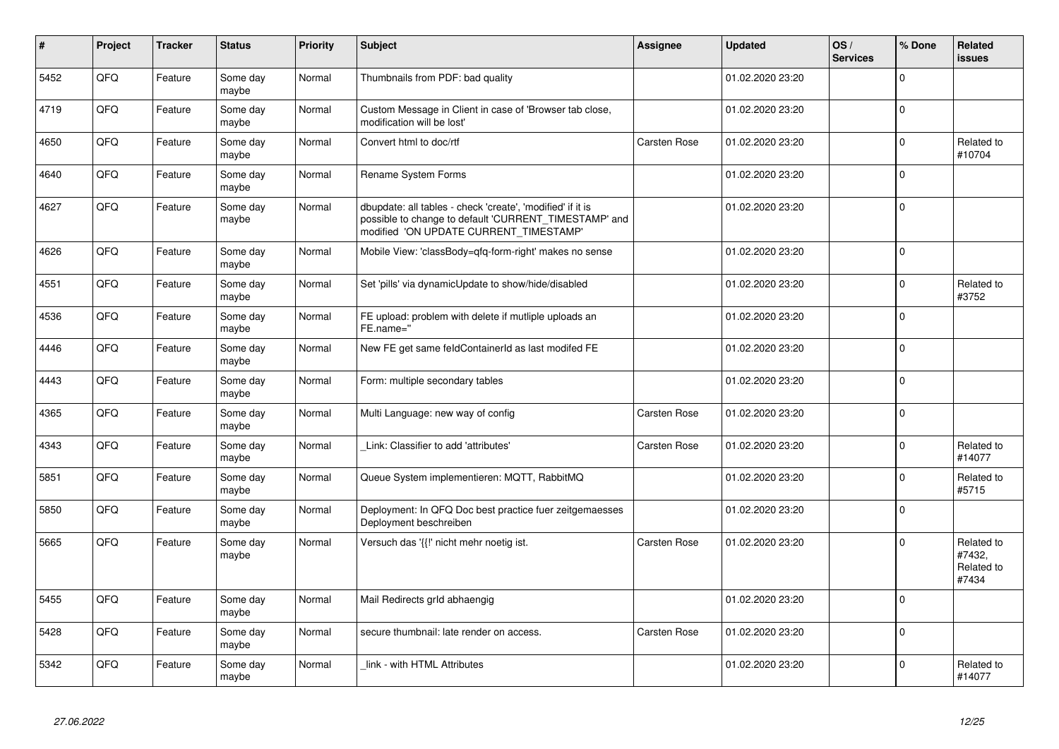| # | Project | Tracker | Status | Priority | Subject | Assignee | Updated | OS / Services | % Done | Related issues |
|---|---|---|---|---|---|---|---|---|---|---|
| 5452 | QFQ | Feature | Some day maybe | Normal | Thumbnails from PDF: bad quality | | 01.02.2020 23:20 | | 0 | |
| 4719 | QFQ | Feature | Some day maybe | Normal | Custom Message in Client in case of 'Browser tab close, modification will be lost' | | 01.02.2020 23:20 | | 0 | |
| 4650 | QFQ | Feature | Some day maybe | Normal | Convert html to doc/rtf | Carsten Rose | 01.02.2020 23:20 | | 0 | Related to #10704 |
| 4640 | QFQ | Feature | Some day maybe | Normal | Rename System Forms | | 01.02.2020 23:20 | | 0 | |
| 4627 | QFQ | Feature | Some day maybe | Normal | dbupdate: all tables - check 'create', 'modified' if it is possible to change to default 'CURRENT_TIMESTAMP' and modified 'ON UPDATE CURRENT_TIMESTAMP' | | 01.02.2020 23:20 | | 0 | |
| 4626 | QFQ | Feature | Some day maybe | Normal | Mobile View: 'classBody=qfq-form-right' makes no sense | | 01.02.2020 23:20 | | 0 | |
| 4551 | QFQ | Feature | Some day maybe | Normal | Set 'pills' via dynamicUpdate to show/hide/disabled | | 01.02.2020 23:20 | | 0 | Related to #3752 |
| 4536 | QFQ | Feature | Some day maybe | Normal | FE upload: problem with delete if mutliple uploads an FE.name='' | | 01.02.2020 23:20 | | 0 | |
| 4446 | QFQ | Feature | Some day maybe | Normal | New FE get same feldContainerId as last modifed FE | | 01.02.2020 23:20 | | 0 | |
| 4443 | QFQ | Feature | Some day maybe | Normal | Form: multiple secondary tables | | 01.02.2020 23:20 | | 0 | |
| 4365 | QFQ | Feature | Some day maybe | Normal | Multi Language: new way of config | Carsten Rose | 01.02.2020 23:20 | | 0 | |
| 4343 | QFQ | Feature | Some day maybe | Normal | _Link: Classifier to add 'attributes' | Carsten Rose | 01.02.2020 23:20 | | 0 | Related to #14077 |
| 5851 | QFQ | Feature | Some day maybe | Normal | Queue System implementieren: MQTT, RabbitMQ | | 01.02.2020 23:20 | | 0 | Related to #5715 |
| 5850 | QFQ | Feature | Some day maybe | Normal | Deployment: In QFQ Doc best practice fuer zeitgemaesses Deployment beschreiben | | 01.02.2020 23:20 | | 0 | |
| 5665 | QFQ | Feature | Some day maybe | Normal | Versuch das '{{!' nicht mehr noetig ist. | Carsten Rose | 01.02.2020 23:20 | | 0 | Related to #7432, Related to #7434 |
| 5455 | QFQ | Feature | Some day maybe | Normal | Mail Redirects grId abhaengig | | 01.02.2020 23:20 | | 0 | |
| 5428 | QFQ | Feature | Some day maybe | Normal | secure thumbnail: late render on access. | Carsten Rose | 01.02.2020 23:20 | | 0 | |
| 5342 | QFQ | Feature | Some day maybe | Normal | _link - with HTML Attributes | | 01.02.2020 23:20 | | 0 | Related to #14077 |

*27.06.2022*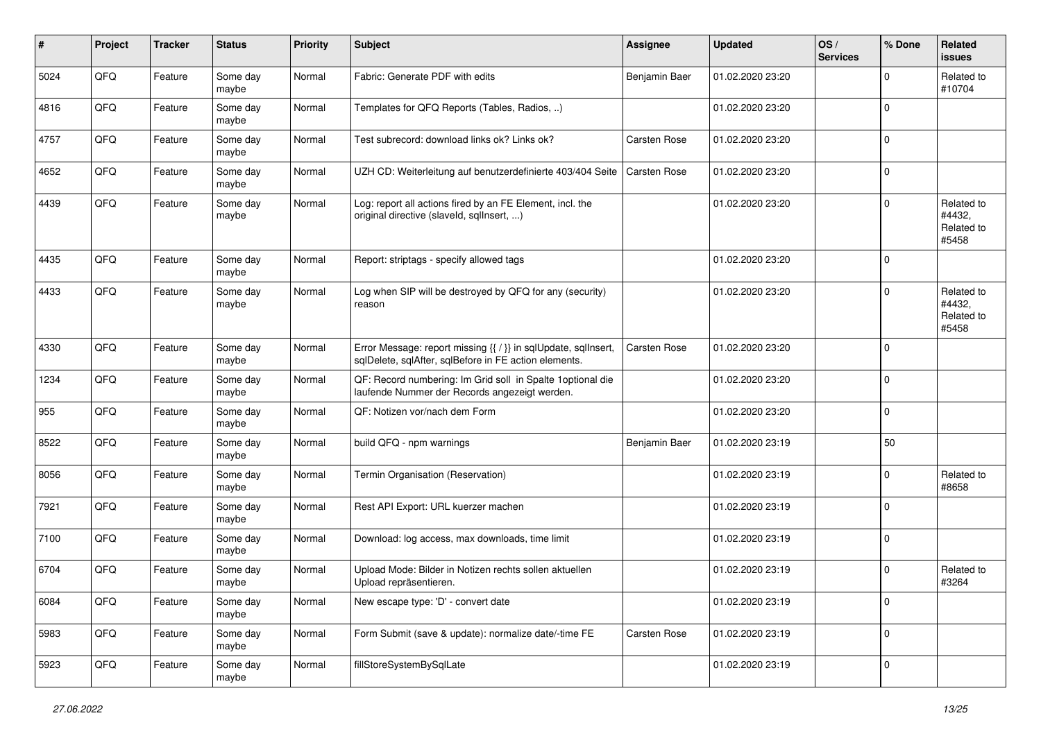| # | Project | Tracker | Status | Priority | Subject | Assignee | Updated | OS / Services | % Done | Related issues |
|---|---|---|---|---|---|---|---|---|---|---|
| 5024 | QFQ | Feature | Some day maybe | Normal | Fabric: Generate PDF with edits | Benjamin Baer | 01.02.2020 23:20 | | 0 | Related to #10704 |
| 4816 | QFQ | Feature | Some day maybe | Normal | Templates for QFQ Reports (Tables, Radios, ..) | | 01.02.2020 23:20 | | 0 | |
| 4757 | QFQ | Feature | Some day maybe | Normal | Test subrecord: download links ok? Links ok? | Carsten Rose | 01.02.2020 23:20 | | 0 | |
| 4652 | QFQ | Feature | Some day maybe | Normal | UZH CD: Weiterleitung auf benutzerdefinierte 403/404 Seite | Carsten Rose | 01.02.2020 23:20 | | 0 | |
| 4439 | QFQ | Feature | Some day maybe | Normal | Log: report all actions fired by an FE Element, incl. the original directive (slaveId, sqlInsert, ...) | | 01.02.2020 23:20 | | 0 | Related to #4432, Related to #5458 |
| 4435 | QFQ | Feature | Some day maybe | Normal | Report: striptags - specify allowed tags | | 01.02.2020 23:20 | | 0 | |
| 4433 | QFQ | Feature | Some day maybe | Normal | Log when SIP will be destroyed by QFQ for any (security) reason | | 01.02.2020 23:20 | | 0 | Related to #4432, Related to #5458 |
| 4330 | QFQ | Feature | Some day maybe | Normal | Error Message: report missing {{ / }} in sqlUpdate, sqlInsert, sqlDelete, sqlAfter, sqlBefore in FE action elements. | Carsten Rose | 01.02.2020 23:20 | | 0 | |
| 1234 | QFQ | Feature | Some day maybe | Normal | QF: Record numbering: Im Grid soll in Spalte 1optional die laufende Nummer der Records angezeigt werden. | | 01.02.2020 23:20 | | 0 | |
| 955 | QFQ | Feature | Some day maybe | Normal | QF: Notizen vor/nach dem Form | | 01.02.2020 23:20 | | 0 | |
| 8522 | QFQ | Feature | Some day maybe | Normal | build QFQ - npm warnings | Benjamin Baer | 01.02.2020 23:19 | | 50 | |
| 8056 | QFQ | Feature | Some day maybe | Normal | Termin Organisation (Reservation) | | 01.02.2020 23:19 | | 0 | Related to #8658 |
| 7921 | QFQ | Feature | Some day maybe | Normal | Rest API Export: URL kuerzer machen | | 01.02.2020 23:19 | | 0 | |
| 7100 | QFQ | Feature | Some day maybe | Normal | Download: log access, max downloads, time limit | | 01.02.2020 23:19 | | 0 | |
| 6704 | QFQ | Feature | Some day maybe | Normal | Upload Mode: Bilder in Notizen rechts sollen aktuellen Upload repräsentieren. | | 01.02.2020 23:19 | | 0 | Related to #3264 |
| 6084 | QFQ | Feature | Some day maybe | Normal | New escape type: 'D' - convert date | | 01.02.2020 23:19 | | 0 | |
| 5983 | QFQ | Feature | Some day maybe | Normal | Form Submit (save & update): normalize date/-time FE | Carsten Rose | 01.02.2020 23:19 | | 0 | |
| 5923 | QFQ | Feature | Some day maybe | Normal | fillStoreSystemBySqlLate | | 01.02.2020 23:19 | | 0 | |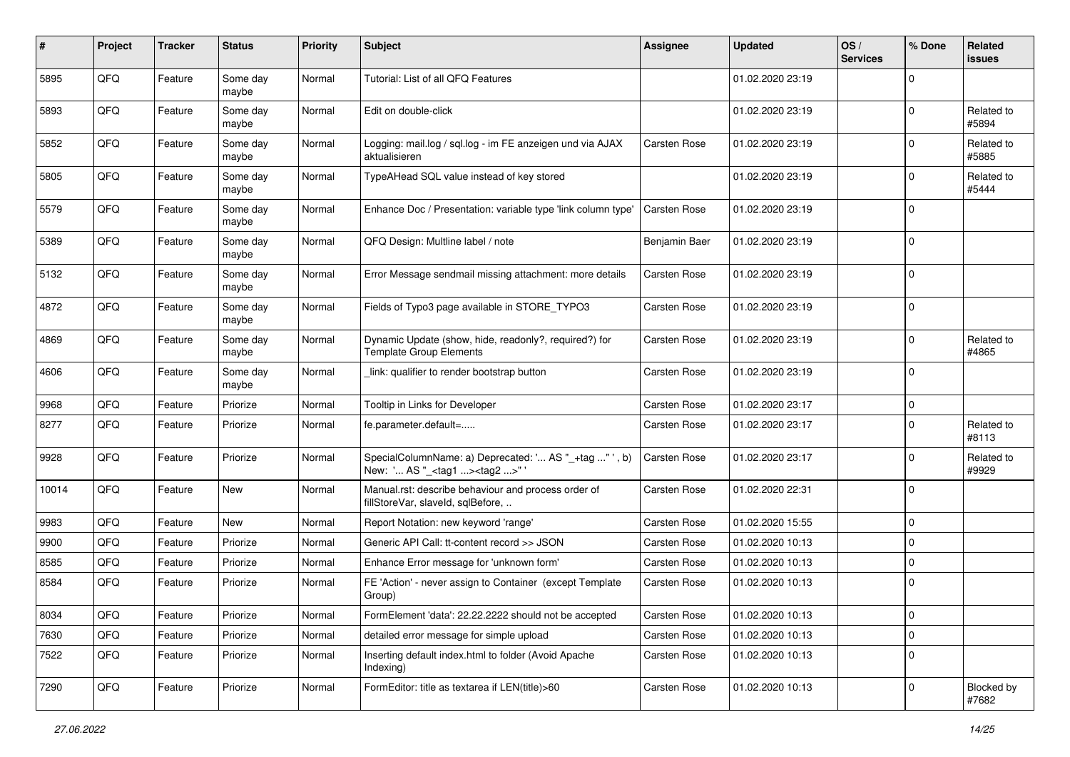| # | Project | Tracker | Status | Priority | Subject | Assignee | Updated | OS / Services | % Done | Related issues |
|---|---|---|---|---|---|---|---|---|---|---|
| 5895 | QFQ | Feature | Some day maybe | Normal | Tutorial: List of all QFQ Features | | 01.02.2020 23:19 | | 0 | |
| 5893 | QFQ | Feature | Some day maybe | Normal | Edit on double-click | | 01.02.2020 23:19 | | 0 | Related to #5894 |
| 5852 | QFQ | Feature | Some day maybe | Normal | Logging: mail.log / sql.log - im FE anzeigen und via AJAX aktualisieren | Carsten Rose | 01.02.2020 23:19 | | 0 | Related to #5885 |
| 5805 | QFQ | Feature | Some day maybe | Normal | TypeAHead SQL value instead of key stored | | 01.02.2020 23:19 | | 0 | Related to #5444 |
| 5579 | QFQ | Feature | Some day maybe | Normal | Enhance Doc / Presentation: variable type 'link column type' | Carsten Rose | 01.02.2020 23:19 | | 0 | |
| 5389 | QFQ | Feature | Some day maybe | Normal | QFQ Design: Multline label / note | Benjamin Baer | 01.02.2020 23:19 | | 0 | |
| 5132 | QFQ | Feature | Some day maybe | Normal | Error Message sendmail missing attachment: more details | Carsten Rose | 01.02.2020 23:19 | | 0 | |
| 4872 | QFQ | Feature | Some day maybe | Normal | Fields of Typo3 page available in STORE_TYPO3 | Carsten Rose | 01.02.2020 23:19 | | 0 | |
| 4869 | QFQ | Feature | Some day maybe | Normal | Dynamic Update (show, hide, readonly?, required?) for Template Group Elements | Carsten Rose | 01.02.2020 23:19 | | 0 | Related to #4865 |
| 4606 | QFQ | Feature | Some day maybe | Normal | _link: qualifier to render bootstrap button | Carsten Rose | 01.02.2020 23:19 | | 0 | |
| 9968 | QFQ | Feature | Priorize | Normal | Tooltip in Links for Developer | Carsten Rose | 01.02.2020 23:17 | | 0 | |
| 8277 | QFQ | Feature | Priorize | Normal | fe.parameter.default=..... | Carsten Rose | 01.02.2020 23:17 | | 0 | Related to #8113 |
| 9928 | QFQ | Feature | Priorize | Normal | SpecialColumnName: a) Deprecated: '... AS "_+tag ..." ', b) New: '... AS "_<tag1 ...><tag2 ...>" ' | Carsten Rose | 01.02.2020 23:17 | | 0 | Related to #9929 |
| 10014 | QFQ | Feature | New | Normal | Manual.rst: describe behaviour and process order of fillStoreVar, slaveId, sqlBefore, .. | Carsten Rose | 01.02.2020 22:31 | | 0 | |
| 9983 | QFQ | Feature | New | Normal | Report Notation: new keyword 'range' | Carsten Rose | 01.02.2020 15:55 | | 0 | |
| 9900 | QFQ | Feature | Priorize | Normal | Generic API Call: tt-content record >> JSON | Carsten Rose | 01.02.2020 10:13 | | 0 | |
| 8585 | QFQ | Feature | Priorize | Normal | Enhance Error message for 'unknown form' | Carsten Rose | 01.02.2020 10:13 | | 0 | |
| 8584 | QFQ | Feature | Priorize | Normal | FE 'Action' - never assign to Container (except Template Group) | Carsten Rose | 01.02.2020 10:13 | | 0 | |
| 8034 | QFQ | Feature | Priorize | Normal | FormElement 'data': 22.22.2222 should not be accepted | Carsten Rose | 01.02.2020 10:13 | | 0 | |
| 7630 | QFQ | Feature | Priorize | Normal | detailed error message for simple upload | Carsten Rose | 01.02.2020 10:13 | | 0 | |
| 7522 | QFQ | Feature | Priorize | Normal | Inserting default index.html to folder (Avoid Apache Indexing) | Carsten Rose | 01.02.2020 10:13 | | 0 | |
| 7290 | QFQ | Feature | Priorize | Normal | FormEditor: title as textarea if LEN(title)>60 | Carsten Rose | 01.02.2020 10:13 | | 0 | Blocked by #7682 |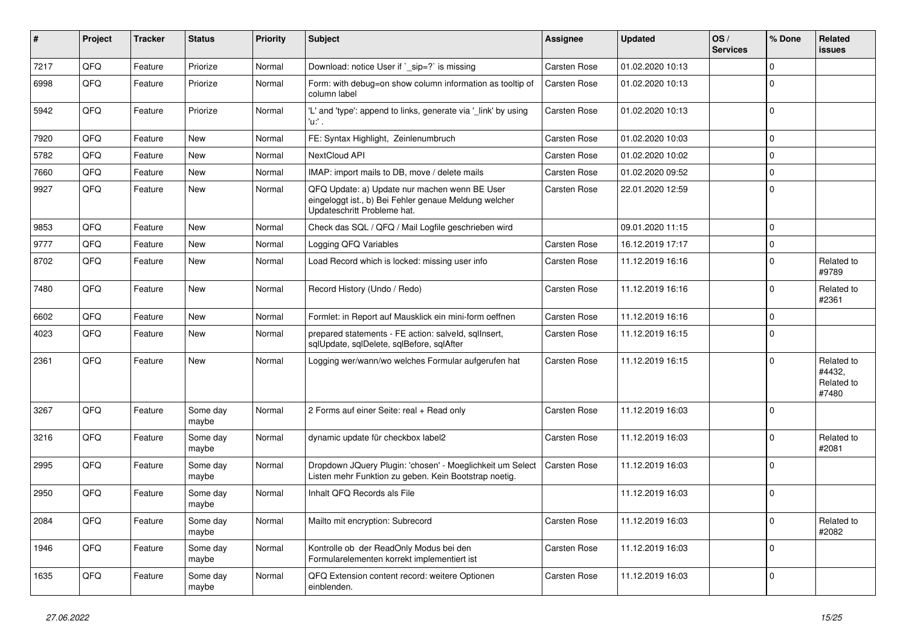| # | Project | Tracker | Status | Priority | Subject | Assignee | Updated | OS / Services | % Done | Related issues |
|---|---|---|---|---|---|---|---|---|---|---|
| 7217 | QFQ | Feature | Priorize | Normal | Download: notice User if `_sip=?` is missing | Carsten Rose | 01.02.2020 10:13 | | 0 | |
| 6998 | QFQ | Feature | Priorize | Normal | Form: with debug=on show column information as tooltip of column label | Carsten Rose | 01.02.2020 10:13 | | 0 | |
| 5942 | QFQ | Feature | Priorize | Normal | 'L' and 'type': append to links, generate via '_link' by using 'u:' . | Carsten Rose | 01.02.2020 10:13 | | 0 | |
| 7920 | QFQ | Feature | New | Normal | FE: Syntax Highlight, Zeilenumbruch | Carsten Rose | 01.02.2020 10:03 | | 0 | |
| 5782 | QFQ | Feature | New | Normal | NextCloud API | Carsten Rose | 01.02.2020 10:02 | | 0 | |
| 7660 | QFQ | Feature | New | Normal | IMAP: import mails to DB, move / delete mails | Carsten Rose | 01.02.2020 09:52 | | 0 | |
| 9927 | QFQ | Feature | New | Normal | QFQ Update: a) Update nur machen wenn BE User eingeloggt ist., b) Bei Fehler genaue Meldung welcher Updateschritt Probleme hat. | Carsten Rose | 22.01.2020 12:59 | | 0 | |
| 9853 | QFQ | Feature | New | Normal | Check das SQL / QFQ / Mail Logfile geschrieben wird | | 09.01.2020 11:15 | | 0 | |
| 9777 | QFQ | Feature | New | Normal | Logging QFQ Variables | Carsten Rose | 16.12.2019 17:17 | | 0 | |
| 8702 | QFQ | Feature | New | Normal | Load Record which is locked: missing user info | Carsten Rose | 11.12.2019 16:16 | | 0 | Related to #9789 |
| 7480 | QFQ | Feature | New | Normal | Record History (Undo / Redo) | Carsten Rose | 11.12.2019 16:16 | | 0 | Related to #2361 |
| 6602 | QFQ | Feature | New | Normal | Formlet: in Report auf Mausklick ein mini-form oeffnen | Carsten Rose | 11.12.2019 16:16 | | 0 | |
| 4023 | QFQ | Feature | New | Normal | prepared statements - FE action: salveld, sqlInsert, sqlUpdate, sqlDelete, sqlBefore, sqlAfter | Carsten Rose | 11.12.2019 16:15 | | 0 | |
| 2361 | QFQ | Feature | New | Normal | Logging wer/wann/wo welches Formular aufgerufen hat | Carsten Rose | 11.12.2019 16:15 | | 0 | Related to #4432, Related to #7480 |
| 3267 | QFQ | Feature | Some day maybe | Normal | 2 Forms auf einer Seite: real + Read only | Carsten Rose | 11.12.2019 16:03 | | 0 | |
| 3216 | QFQ | Feature | Some day maybe | Normal | dynamic update für checkbox label2 | Carsten Rose | 11.12.2019 16:03 | | 0 | Related to #2081 |
| 2995 | QFQ | Feature | Some day maybe | Normal | Dropdown JQuery Plugin: 'chosen' - Moeglichkeit um Select Listen mehr Funktion zu geben. Kein Bootstrap noetig. | Carsten Rose | 11.12.2019 16:03 | | 0 | |
| 2950 | QFQ | Feature | Some day maybe | Normal | Inhalt QFQ Records als File | | 11.12.2019 16:03 | | 0 | |
| 2084 | QFQ | Feature | Some day maybe | Normal | Mailto mit encryption: Subrecord | Carsten Rose | 11.12.2019 16:03 | | 0 | Related to #2082 |
| 1946 | QFQ | Feature | Some day maybe | Normal | Kontrolle ob der ReadOnly Modus bei den Formularelementen korrekt implementiert ist | Carsten Rose | 11.12.2019 16:03 | | 0 | |
| 1635 | QFQ | Feature | Some day maybe | Normal | QFQ Extension content record: weitere Optionen einblenden. | Carsten Rose | 11.12.2019 16:03 | | 0 | |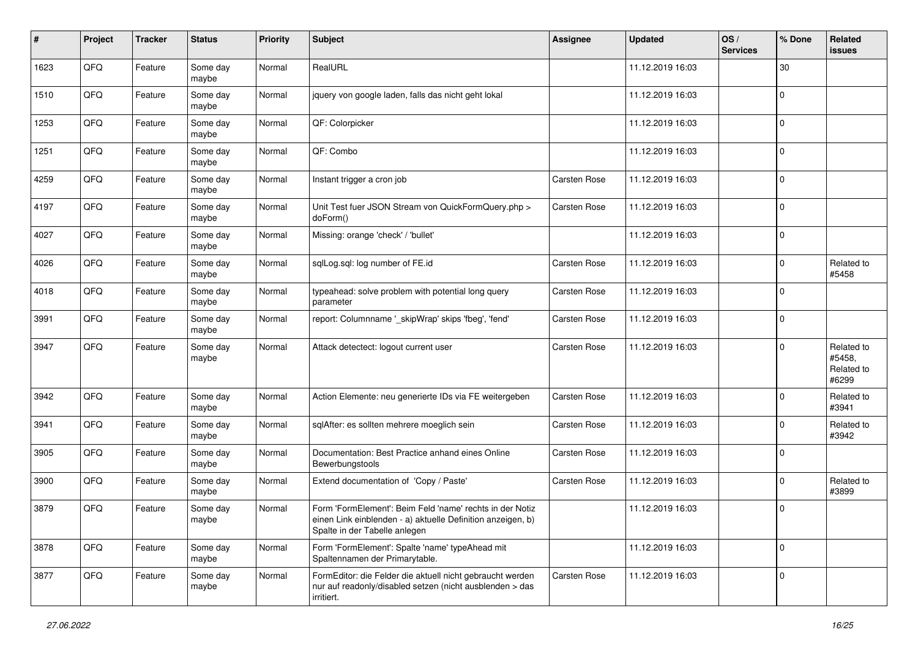| # | Project | Tracker | Status | Priority | Subject | Assignee | Updated | OS / Services | % Done | Related issues |
|---|---|---|---|---|---|---|---|---|---|---|
| 1623 | QFQ | Feature | Some day maybe | Normal | RealURL | | 11.12.2019 16:03 | | 30 | |
| 1510 | QFQ | Feature | Some day maybe | Normal | jquery von google laden, falls das nicht geht lokal | | 11.12.2019 16:03 | | 0 | |
| 1253 | QFQ | Feature | Some day maybe | Normal | QF: Colorpicker | | 11.12.2019 16:03 | | 0 | |
| 1251 | QFQ | Feature | Some day maybe | Normal | QF: Combo | | 11.12.2019 16:03 | | 0 | |
| 4259 | QFQ | Feature | Some day maybe | Normal | Instant trigger a cron job | Carsten Rose | 11.12.2019 16:03 | | 0 | |
| 4197 | QFQ | Feature | Some day maybe | Normal | Unit Test fuer JSON Stream von QuickFormQuery.php > doForm() | Carsten Rose | 11.12.2019 16:03 | | 0 | |
| 4027 | QFQ | Feature | Some day maybe | Normal | Missing: orange 'check' / 'bullet' | | 11.12.2019 16:03 | | 0 | |
| 4026 | QFQ | Feature | Some day maybe | Normal | sqlLog.sql: log number of FE.id | Carsten Rose | 11.12.2019 16:03 | | 0 | Related to #5458 |
| 4018 | QFQ | Feature | Some day maybe | Normal | typeahead: solve problem with potential long query parameter | Carsten Rose | 11.12.2019 16:03 | | 0 | |
| 3991 | QFQ | Feature | Some day maybe | Normal | report: Columnname '_skipWrap' skips 'fbeg', 'fend' | Carsten Rose | 11.12.2019 16:03 | | 0 | |
| 3947 | QFQ | Feature | Some day maybe | Normal | Attack detectect: logout current user | Carsten Rose | 11.12.2019 16:03 | | 0 | Related to #5458, Related to #6299 |
| 3942 | QFQ | Feature | Some day maybe | Normal | Action Elemente: neu generierte IDs via FE weitergeben | Carsten Rose | 11.12.2019 16:03 | | 0 | Related to #3941 |
| 3941 | QFQ | Feature | Some day maybe | Normal | sqlAfter: es sollten mehrere moeglich sein | Carsten Rose | 11.12.2019 16:03 | | 0 | Related to #3942 |
| 3905 | QFQ | Feature | Some day maybe | Normal | Documentation: Best Practice anhand eines Online Bewerbungstools | Carsten Rose | 11.12.2019 16:03 | | 0 | |
| 3900 | QFQ | Feature | Some day maybe | Normal | Extend documentation of 'Copy / Paste' | Carsten Rose | 11.12.2019 16:03 | | 0 | Related to #3899 |
| 3879 | QFQ | Feature | Some day maybe | Normal | Form 'FormElement': Beim Feld 'name' rechts in der Notiz einen Link einblenden - a) aktuelle Definition anzeigen, b) Spalte in der Tabelle anlegen | | 11.12.2019 16:03 | | 0 | |
| 3878 | QFQ | Feature | Some day maybe | Normal | Form 'FormElement': Spalte 'name' typeAhead mit Spaltennamen der Primarytable. | | 11.12.2019 16:03 | | 0 | |
| 3877 | QFQ | Feature | Some day maybe | Normal | FormEditor: die Felder die aktuell nicht gebraucht werden nur auf readonly/disabled setzen (nicht ausblenden > das irritiert. | Carsten Rose | 11.12.2019 16:03 | | 0 | |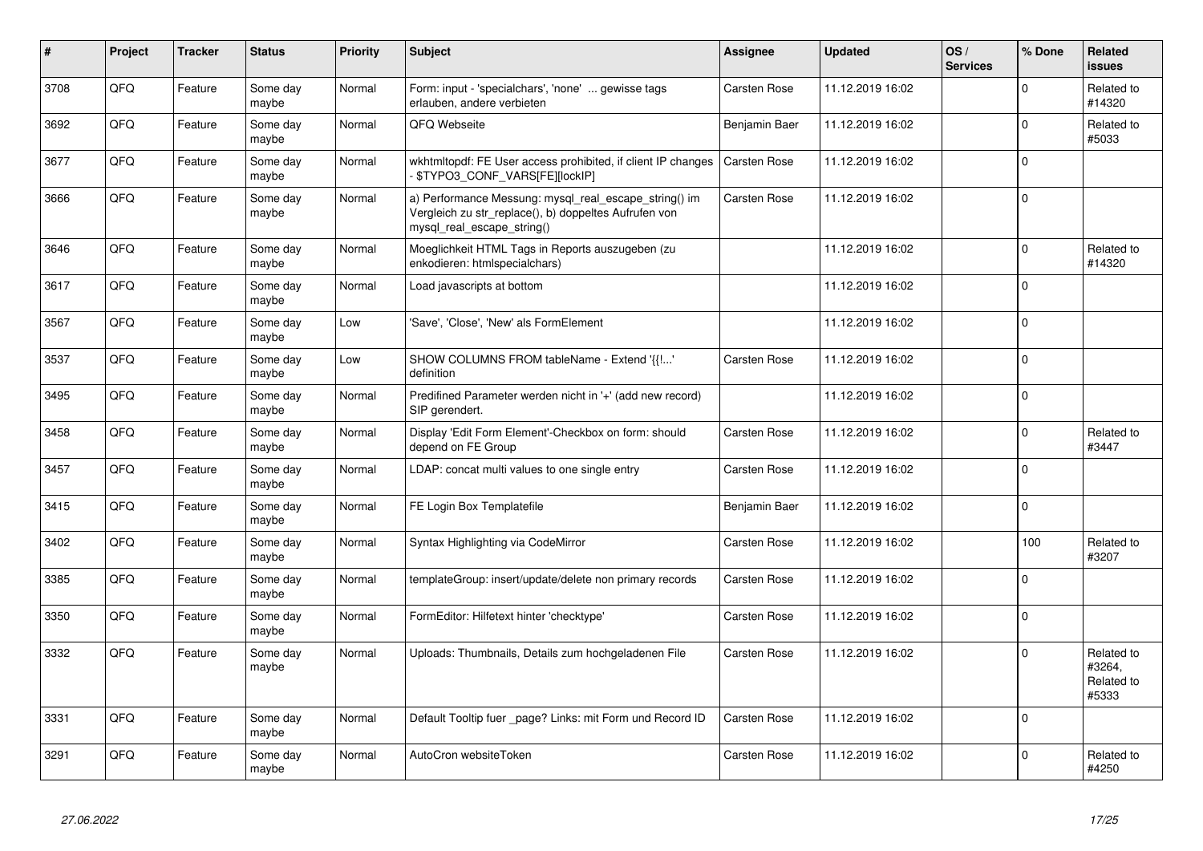| # | Project | Tracker | Status | Priority | Subject | Assignee | Updated | OS / Services | % Done | Related issues |
|---|---|---|---|---|---|---|---|---|---|---|
| 3708 | QFQ | Feature | Some day maybe | Normal | Form: input - 'specialchars', 'none' ... gewisse tags erlauben, andere verbieten | Carsten Rose | 11.12.2019 16:02 | | 0 | Related to #14320 |
| 3692 | QFQ | Feature | Some day maybe | Normal | QFQ Webseite | Benjamin Baer | 11.12.2019 16:02 | | 0 | Related to #5033 |
| 3677 | QFQ | Feature | Some day maybe | Normal | wkhtmltopdf: FE User access prohibited, if client IP changes - $TYPO3_CONF_VARS[FE][lockIP] | Carsten Rose | 11.12.2019 16:02 | | 0 | |
| 3666 | QFQ | Feature | Some day maybe | Normal | a) Performance Messung: mysql_real_escape_string() im Vergleich zu str_replace(), b) doppeltes Aufrufen von mysql_real_escape_string() | Carsten Rose | 11.12.2019 16:02 | | 0 | |
| 3646 | QFQ | Feature | Some day maybe | Normal | Moeglichkeit HTML Tags in Reports auszugeben (zu enkodieren: htmlspecialchars) | | 11.12.2019 16:02 | | 0 | Related to #14320 |
| 3617 | QFQ | Feature | Some day maybe | Normal | Load javascripts at bottom | | 11.12.2019 16:02 | | 0 | |
| 3567 | QFQ | Feature | Some day maybe | Low | 'Save', 'Close', 'New' als FormElement | | 11.12.2019 16:02 | | 0 | |
| 3537 | QFQ | Feature | Some day maybe | Low | SHOW COLUMNS FROM tableName - Extend '{{!...' definition | Carsten Rose | 11.12.2019 16:02 | | 0 | |
| 3495 | QFQ | Feature | Some day maybe | Normal | Predifined Parameter werden nicht in '+' (add new record) SIP gerendert. | | 11.12.2019 16:02 | | 0 | |
| 3458 | QFQ | Feature | Some day maybe | Normal | Display 'Edit Form Element'-Checkbox on form: should depend on FE Group | Carsten Rose | 11.12.2019 16:02 | | 0 | Related to #3447 |
| 3457 | QFQ | Feature | Some day maybe | Normal | LDAP: concat multi values to one single entry | Carsten Rose | 11.12.2019 16:02 | | 0 | |
| 3415 | QFQ | Feature | Some day maybe | Normal | FE Login Box Templatefile | Benjamin Baer | 11.12.2019 16:02 | | 0 | |
| 3402 | QFQ | Feature | Some day maybe | Normal | Syntax Highlighting via CodeMirror | Carsten Rose | 11.12.2019 16:02 | | 100 | Related to #3207 |
| 3385 | QFQ | Feature | Some day maybe | Normal | templateGroup: insert/update/delete non primary records | Carsten Rose | 11.12.2019 16:02 | | 0 | |
| 3350 | QFQ | Feature | Some day maybe | Normal | FormEditor: Hilfetext hinter 'checktype' | Carsten Rose | 11.12.2019 16:02 | | 0 | |
| 3332 | QFQ | Feature | Some day maybe | Normal | Uploads: Thumbnails, Details zum hochgeladenen File | Carsten Rose | 11.12.2019 16:02 | | 0 | Related to #3264, Related to #5333 |
| 3331 | QFQ | Feature | Some day maybe | Normal | Default Tooltip fuer _page? Links: mit Form und Record ID | Carsten Rose | 11.12.2019 16:02 | | 0 | |
| 3291 | QFQ | Feature | Some day maybe | Normal | AutoCron websiteToken | Carsten Rose | 11.12.2019 16:02 | | 0 | Related to #4250 |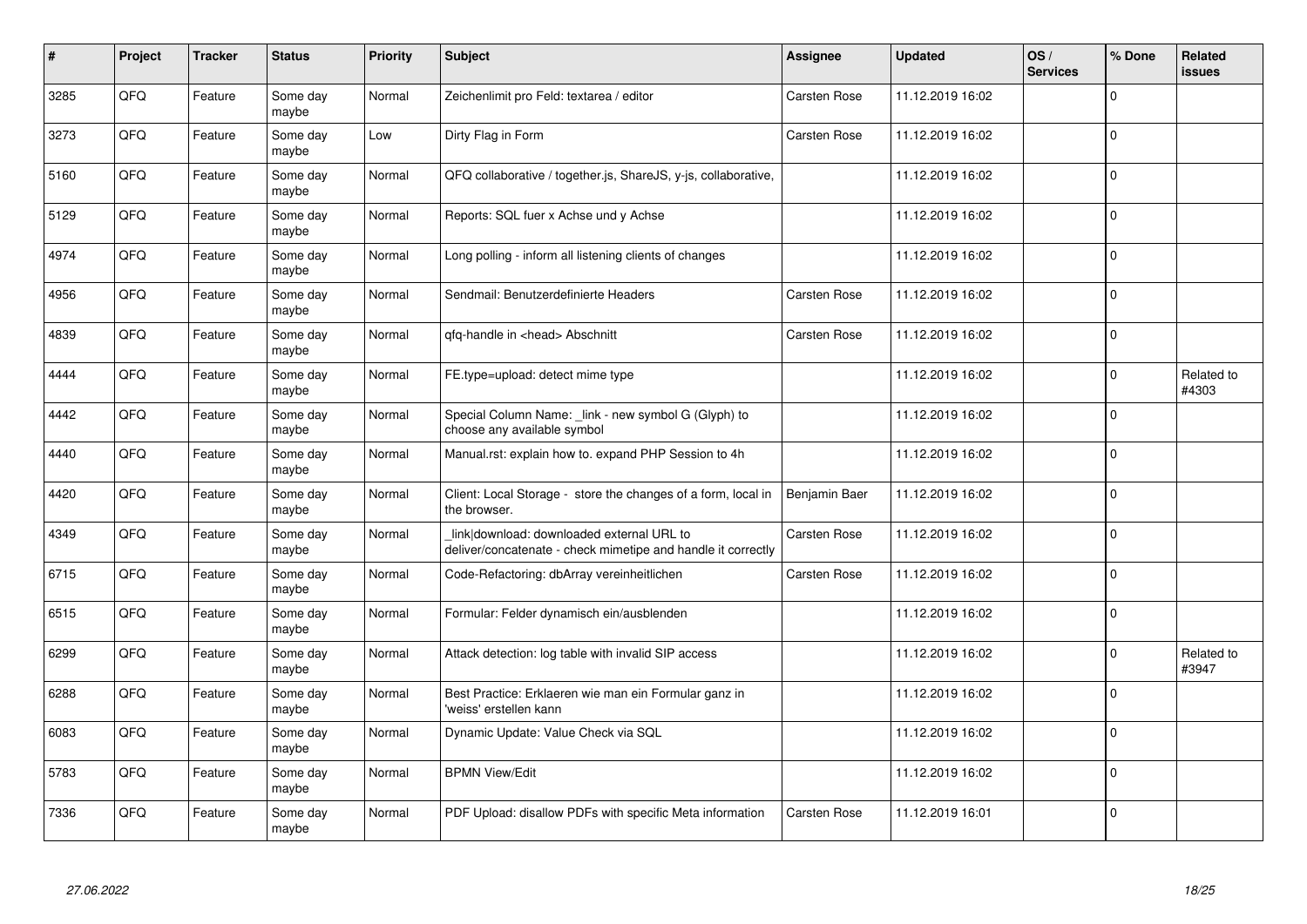| # | Project | Tracker | Status | Priority | Subject | Assignee | Updated | OS / Services | % Done | Related issues |
|---|---|---|---|---|---|---|---|---|---|---|
| 3285 | QFQ | Feature | Some day maybe | Normal | Zeichenlimit pro Feld: textarea / editor | Carsten Rose | 11.12.2019 16:02 | | 0 | |
| 3273 | QFQ | Feature | Some day maybe | Low | Dirty Flag in Form | Carsten Rose | 11.12.2019 16:02 | | 0 | |
| 5160 | QFQ | Feature | Some day maybe | Normal | QFQ collaborative / together.js, ShareJS, y-js, collaborative, | | 11.12.2019 16:02 | | 0 | |
| 5129 | QFQ | Feature | Some day maybe | Normal | Reports: SQL fuer x Achse und y Achse | | 11.12.2019 16:02 | | 0 | |
| 4974 | QFQ | Feature | Some day maybe | Normal | Long polling - inform all listening clients of changes | | 11.12.2019 16:02 | | 0 | |
| 4956 | QFQ | Feature | Some day maybe | Normal | Sendmail: Benutzerdefinierte Headers | Carsten Rose | 11.12.2019 16:02 | | 0 | |
| 4839 | QFQ | Feature | Some day maybe | Normal | qfq-handle in <head> Abschnitt | Carsten Rose | 11.12.2019 16:02 | | 0 | |
| 4444 | QFQ | Feature | Some day maybe | Normal | FE.type=upload: detect mime type | | 11.12.2019 16:02 | | 0 | Related to #4303 |
| 4442 | QFQ | Feature | Some day maybe | Normal | Special Column Name: _link - new symbol G (Glyph) to choose any available symbol | | 11.12.2019 16:02 | | 0 | |
| 4440 | QFQ | Feature | Some day maybe | Normal | Manual.rst: explain how to. expand PHP Session to 4h | | 11.12.2019 16:02 | | 0 | |
| 4420 | QFQ | Feature | Some day maybe | Normal | Client: Local Storage - store the changes of a form, local in the browser. | Benjamin Baer | 11.12.2019 16:02 | | 0 | |
| 4349 | QFQ | Feature | Some day maybe | Normal | _link\|download: downloaded external URL to deliver/concatenate - check mimetipe and handle it correctly | Carsten Rose | 11.12.2019 16:02 | | 0 | |
| 6715 | QFQ | Feature | Some day maybe | Normal | Code-Refactoring: dbArray vereinheitlichen | Carsten Rose | 11.12.2019 16:02 | | 0 | |
| 6515 | QFQ | Feature | Some day maybe | Normal | Formular: Felder dynamisch ein/ausblenden | | 11.12.2019 16:02 | | 0 | |
| 6299 | QFQ | Feature | Some day maybe | Normal | Attack detection: log table with invalid SIP access | | 11.12.2019 16:02 | | 0 | Related to #3947 |
| 6288 | QFQ | Feature | Some day maybe | Normal | Best Practice: Erklaeren wie man ein Formular ganz in 'weiss' erstellen kann | | 11.12.2019 16:02 | | 0 | |
| 6083 | QFQ | Feature | Some day maybe | Normal | Dynamic Update: Value Check via SQL | | 11.12.2019 16:02 | | 0 | |
| 5783 | QFQ | Feature | Some day maybe | Normal | BPMN View/Edit | | 11.12.2019 16:02 | | 0 | |
| 7336 | QFQ | Feature | Some day maybe | Normal | PDF Upload: disallow PDFs with specific Meta information | Carsten Rose | 11.12.2019 16:01 | | 0 | |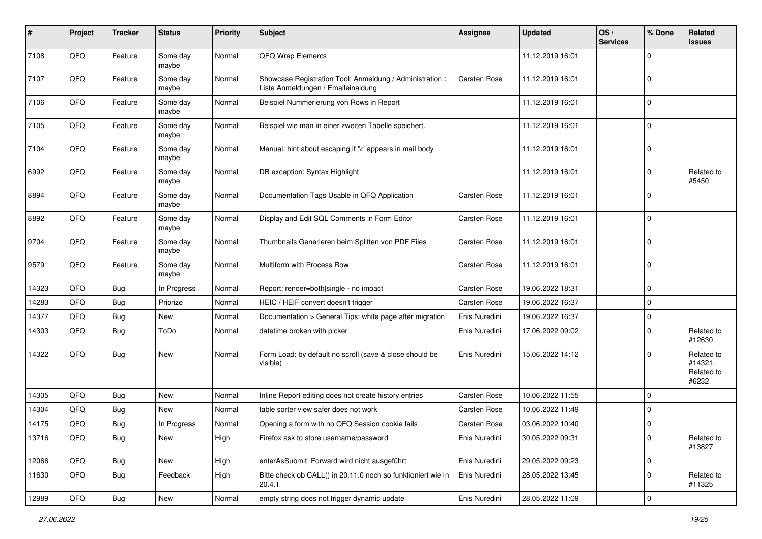| # | Project | Tracker | Status | Priority | Subject | Assignee | Updated | OS / Services | % Done | Related issues |
|---|---|---|---|---|---|---|---|---|---|---|
| 7108 | QFQ | Feature | Some day maybe | Normal | QFQ Wrap Elements | | 11.12.2019 16:01 | | 0 | |
| 7107 | QFQ | Feature | Some day maybe | Normal | Showcase Registration Tool: Anmeldung / Administration : Liste Anmeldungen / Emaileinaldung | Carsten Rose | 11.12.2019 16:01 | | 0 | |
| 7106 | QFQ | Feature | Some day maybe | Normal | Beispiel Nummerierung von Rows in Report | | 11.12.2019 16:01 | | 0 | |
| 7105 | QFQ | Feature | Some day maybe | Normal | Beispiel wie man in einer zweiten Tabelle speichert. | | 11.12.2019 16:01 | | 0 | |
| 7104 | QFQ | Feature | Some day maybe | Normal | Manual: hint about escaping if '\r' appears in mail body | | 11.12.2019 16:01 | | 0 | |
| 6992 | QFQ | Feature | Some day maybe | Normal | DB exception: Syntax Highlight | | 11.12.2019 16:01 | | 0 | Related to #5450 |
| 8894 | QFQ | Feature | Some day maybe | Normal | Documentation Tags Usable in QFQ Application | Carsten Rose | 11.12.2019 16:01 | | 0 | |
| 8892 | QFQ | Feature | Some day maybe | Normal | Display and Edit SQL Comments in Form Editor | Carsten Rose | 11.12.2019 16:01 | | 0 | |
| 9704 | QFQ | Feature | Some day maybe | Normal | Thumbnails Generieren beim Splitten von PDF Files | Carsten Rose | 11.12.2019 16:01 | | 0 | |
| 9579 | QFQ | Feature | Some day maybe | Normal | Multiform with Process Row | Carsten Rose | 11.12.2019 16:01 | | 0 | |
| 14323 | QFQ | Bug | In Progress | Normal | Report: render=both\|single - no impact | Carsten Rose | 19.06.2022 18:31 | | 0 | |
| 14283 | QFQ | Bug | Priorize | Normal | HEIC / HEIF convert doesn't trigger | Carsten Rose | 19.06.2022 16:37 | | 0 | |
| 14377 | QFQ | Bug | New | Normal | Documentation > General Tips: white page after migration | Enis Nuredini | 19.06.2022 16:37 | | 0 | |
| 14303 | QFQ | Bug | ToDo | Normal | datetime broken with picker | Enis Nuredini | 17.06.2022 09:02 | | 0 | Related to #12630 |
| 14322 | QFQ | Bug | New | Normal | Form Load: by default no scroll (save & close should be visible) | Enis Nuredini | 15.06.2022 14:12 | | 0 | Related to #14321, Related to #6232 |
| 14305 | QFQ | Bug | New | Normal | Inline Report editing does not create history entries | Carsten Rose | 10.06.2022 11:55 | | 0 | |
| 14304 | QFQ | Bug | New | Normal | table sorter view safer does not work | Carsten Rose | 10.06.2022 11:49 | | 0 | |
| 14175 | QFQ | Bug | In Progress | Normal | Opening a form with no QFQ Session cookie fails | Carsten Rose | 03.06.2022 10:40 | | 0 | |
| 13716 | QFQ | Bug | New | High | Firefox ask to store username/password | Enis Nuredini | 30.05.2022 09:31 | | 0 | Related to #13827 |
| 12066 | QFQ | Bug | New | High | enterAsSubmit: Forward wird nicht ausgeführt | Enis Nuredini | 29.05.2022 09:23 | | 0 | |
| 11630 | QFQ | Bug | Feedback | High | Bitte check ob CALL() in 20.11.0 noch so funktioniert wie in 20.4.1 | Enis Nuredini | 28.05.2022 13:45 | | 0 | Related to #11325 |
| 12989 | QFQ | Bug | New | Normal | empty string does not trigger dynamic update | Enis Nuredini | 28.05.2022 11:09 | | 0 | |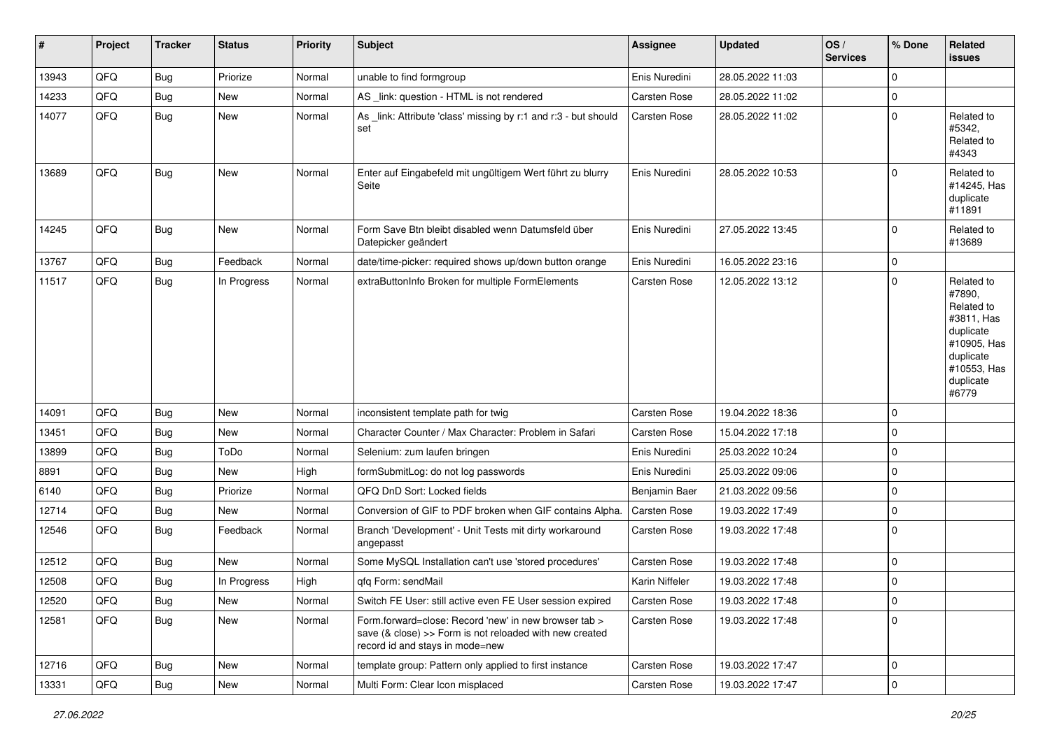| # | Project | Tracker | Status | Priority | Subject | Assignee | Updated | OS / Services | % Done | Related issues |
|---|---|---|---|---|---|---|---|---|---|---|
| 13943 | QFQ | Bug | Priorize | Normal | unable to find formgroup | Enis Nuredini | 28.05.2022 11:03 | | 0 | |
| 14233 | QFQ | Bug | New | Normal | AS _link: question - HTML is not rendered | Carsten Rose | 28.05.2022 11:02 | | 0 | |
| 14077 | QFQ | Bug | New | Normal | As _link: Attribute 'class' missing by r:1 and r:3 - but should set | Carsten Rose | 28.05.2022 11:02 | | 0 | Related to #5342, Related to #4343 |
| 13689 | QFQ | Bug | New | Normal | Enter auf Eingabefeld mit ungültigem Wert führt zu blurry Seite | Enis Nuredini | 28.05.2022 10:53 | | 0 | Related to #14245, Has duplicate #11891 |
| 14245 | QFQ | Bug | New | Normal | Form Save Btn bleibt disabled wenn Datumsfeld über Datepicker geändert | Enis Nuredini | 27.05.2022 13:45 | | 0 | Related to #13689 |
| 13767 | QFQ | Bug | Feedback | Normal | date/time-picker: required shows up/down button orange | Enis Nuredini | 16.05.2022 23:16 | | 0 | |
| 11517 | QFQ | Bug | In Progress | Normal | extraButtonInfo Broken for multiple FormElements | Carsten Rose | 12.05.2022 13:12 | | 0 | Related to #7890, Related to #3811, Has duplicate #10905, Has duplicate #10553, Has duplicate #6779 |
| 14091 | QFQ | Bug | New | Normal | inconsistent template path for twig | Carsten Rose | 19.04.2022 18:36 | | 0 | |
| 13451 | QFQ | Bug | New | Normal | Character Counter / Max Character: Problem in Safari | Carsten Rose | 15.04.2022 17:18 | | 0 | |
| 13899 | QFQ | Bug | ToDo | Normal | Selenium: zum laufen bringen | Enis Nuredini | 25.03.2022 10:24 | | 0 | |
| 8891 | QFQ | Bug | New | High | formSubmitLog: do not log passwords | Enis Nuredini | 25.03.2022 09:06 | | 0 | |
| 6140 | QFQ | Bug | Priorize | Normal | QFQ DnD Sort: Locked fields | Benjamin Baer | 21.03.2022 09:56 | | 0 | |
| 12714 | QFQ | Bug | New | Normal | Conversion of GIF to PDF broken when GIF contains Alpha. | Carsten Rose | 19.03.2022 17:49 | | 0 | |
| 12546 | QFQ | Bug | Feedback | Normal | Branch 'Development' - Unit Tests mit dirty workaround angepasst | Carsten Rose | 19.03.2022 17:48 | | 0 | |
| 12512 | QFQ | Bug | New | Normal | Some MySQL Installation can't use 'stored procedures' | Carsten Rose | 19.03.2022 17:48 | | 0 | |
| 12508 | QFQ | Bug | In Progress | High | qfq Form: sendMail | Karin Niffeler | 19.03.2022 17:48 | | 0 | |
| 12520 | QFQ | Bug | New | Normal | Switch FE User: still active even FE User session expired | Carsten Rose | 19.03.2022 17:48 | | 0 | |
| 12581 | QFQ | Bug | New | Normal | Form.forward=close: Record 'new' in new browser tab > save (& close) >> Form is not reloaded with new created record id and stays in mode=new | Carsten Rose | 19.03.2022 17:48 | | 0 | |
| 12716 | QFQ | Bug | New | Normal | template group: Pattern only applied to first instance | Carsten Rose | 19.03.2022 17:47 | | 0 | |
| 13331 | QFQ | Bug | New | Normal | Multi Form: Clear Icon misplaced | Carsten Rose | 19.03.2022 17:47 | | 0 | |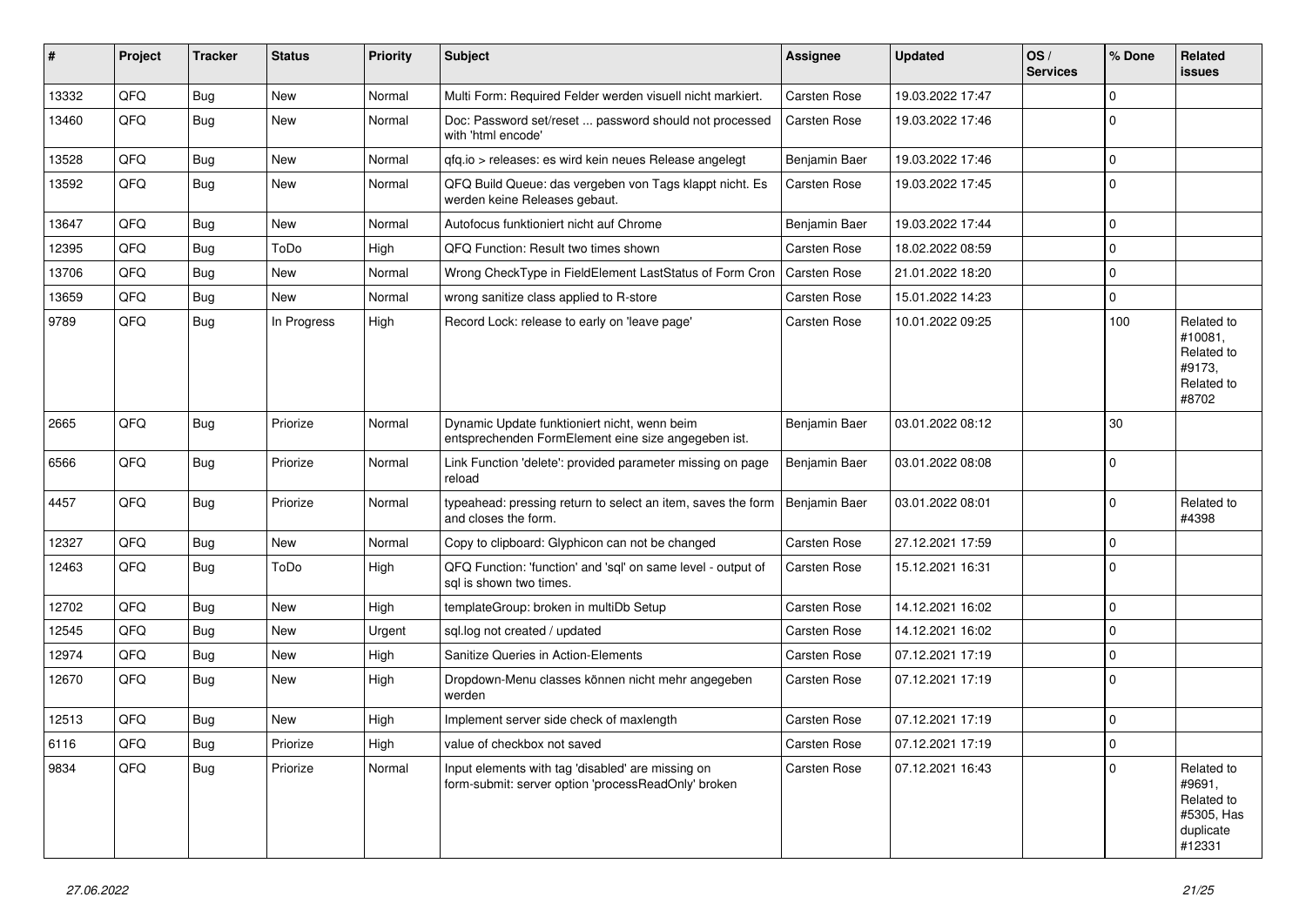| # | Project | Tracker | Status | Priority | Subject | Assignee | Updated | OS / Services | % Done | Related issues |
|---|---|---|---|---|---|---|---|---|---|---|
| 13332 | QFQ | Bug | New | Normal | Multi Form: Required Felder werden visuell nicht markiert. | Carsten Rose | 19.03.2022 17:47 | | 0 | |
| 13460 | QFQ | Bug | New | Normal | Doc: Password set/reset ... password should not processed with 'html encode' | Carsten Rose | 19.03.2022 17:46 | | 0 | |
| 13528 | QFQ | Bug | New | Normal | qfq.io > releases: es wird kein neues Release angelegt | Benjamin Baer | 19.03.2022 17:46 | | 0 | |
| 13592 | QFQ | Bug | New | Normal | QFQ Build Queue: das vergeben von Tags klappt nicht. Es werden keine Releases gebaut. | Carsten Rose | 19.03.2022 17:45 | | 0 | |
| 13647 | QFQ | Bug | New | Normal | Autofocus funktioniert nicht auf Chrome | Benjamin Baer | 19.03.2022 17:44 | | 0 | |
| 12395 | QFQ | Bug | ToDo | High | QFQ Function: Result two times shown | Carsten Rose | 18.02.2022 08:59 | | 0 | |
| 13706 | QFQ | Bug | New | Normal | Wrong CheckType in FieldElement LastStatus of Form Cron | Carsten Rose | 21.01.2022 18:20 | | 0 | |
| 13659 | QFQ | Bug | New | Normal | wrong sanitize class applied to R-store | Carsten Rose | 15.01.2022 14:23 | | 0 | |
| 9789 | QFQ | Bug | In Progress | High | Record Lock: release to early on 'leave page' | Carsten Rose | 10.01.2022 09:25 | | 100 | Related to #10081, Related to #9173, Related to #8702 |
| 2665 | QFQ | Bug | Priorize | Normal | Dynamic Update funktioniert nicht, wenn beim entsprechenden FormElement eine size angegeben ist. | Benjamin Baer | 03.01.2022 08:12 | | 30 | |
| 6566 | QFQ | Bug | Priorize | Normal | Link Function 'delete': provided parameter missing on page reload | Benjamin Baer | 03.01.2022 08:08 | | 0 | |
| 4457 | QFQ | Bug | Priorize | Normal | typeahead: pressing return to select an item, saves the form and closes the form. | Benjamin Baer | 03.01.2022 08:01 | | 0 | Related to #4398 |
| 12327 | QFQ | Bug | New | Normal | Copy to clipboard: Glyphicon can not be changed | Carsten Rose | 27.12.2021 17:59 | | 0 | |
| 12463 | QFQ | Bug | ToDo | High | QFQ Function: 'function' and 'sql' on same level - output of sql is shown two times. | Carsten Rose | 15.12.2021 16:31 | | 0 | |
| 12702 | QFQ | Bug | New | High | templateGroup: broken in multiDb Setup | Carsten Rose | 14.12.2021 16:02 | | 0 | |
| 12545 | QFQ | Bug | New | Urgent | sql.log not created / updated | Carsten Rose | 14.12.2021 16:02 | | 0 | |
| 12974 | QFQ | Bug | New | High | Sanitize Queries in Action-Elements | Carsten Rose | 07.12.2021 17:19 | | 0 | |
| 12670 | QFQ | Bug | New | High | Dropdown-Menu classes können nicht mehr angegeben werden | Carsten Rose | 07.12.2021 17:19 | | 0 | |
| 12513 | QFQ | Bug | New | High | Implement server side check of maxlength | Carsten Rose | 07.12.2021 17:19 | | 0 | |
| 6116 | QFQ | Bug | Priorize | High | value of checkbox not saved | Carsten Rose | 07.12.2021 17:19 | | 0 | |
| 9834 | QFQ | Bug | Priorize | Normal | Input elements with tag 'disabled' are missing on form-submit: server option 'processReadOnly' broken | Carsten Rose | 07.12.2021 16:43 | | 0 | Related to #9691, Related to #5305, Has duplicate #12331 |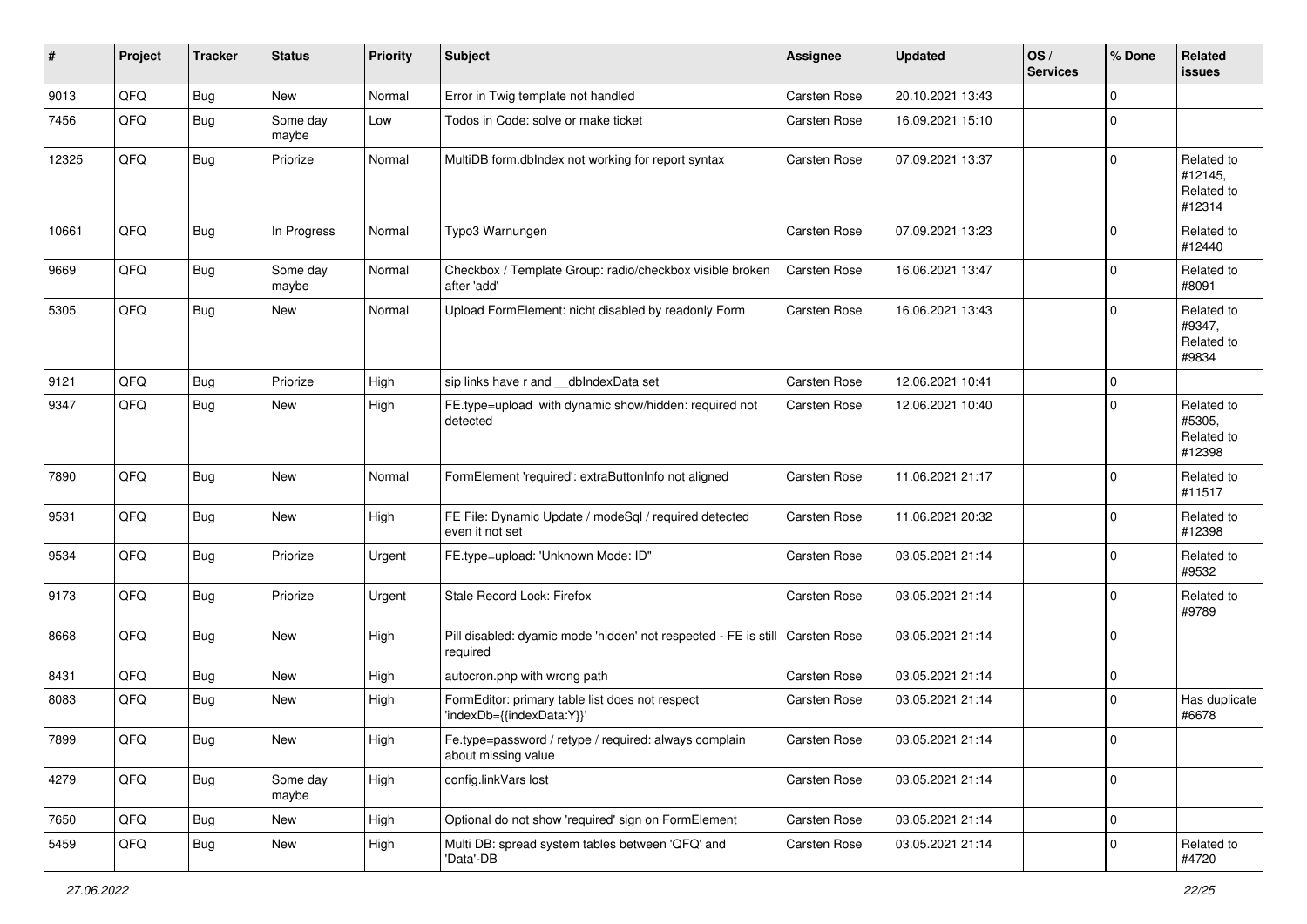| # | Project | Tracker | Status | Priority | Subject | Assignee | Updated | OS / Services | % Done | Related issues |
|---|---|---|---|---|---|---|---|---|---|---|
| 9013 | QFQ | Bug | New | Normal | Error in Twig template not handled | Carsten Rose | 20.10.2021 13:43 | | 0 | |
| 7456 | QFQ | Bug | Some day maybe | Low | Todos in Code: solve or make ticket | Carsten Rose | 16.09.2021 15:10 | | 0 | |
| 12325 | QFQ | Bug | Priorize | Normal | MultiDB form.dbIndex not working for report syntax | Carsten Rose | 07.09.2021 13:37 | | 0 | Related to #12145, Related to #12314 |
| 10661 | QFQ | Bug | In Progress | Normal | Typo3 Warnungen | Carsten Rose | 07.09.2021 13:23 | | 0 | Related to #12440 |
| 9669 | QFQ | Bug | Some day maybe | Normal | Checkbox / Template Group: radio/checkbox visible broken after 'add' | Carsten Rose | 16.06.2021 13:47 | | 0 | Related to #8091 |
| 5305 | QFQ | Bug | New | Normal | Upload FormElement: nicht disabled by readonly Form | Carsten Rose | 16.06.2021 13:43 | | 0 | Related to #9347, Related to #9834 |
| 9121 | QFQ | Bug | Priorize | High | sip links have r and __dbIndexData set | Carsten Rose | 12.06.2021 10:41 | | 0 | |
| 9347 | QFQ | Bug | New | High | FE.type=upload with dynamic show/hidden: required not detected | Carsten Rose | 12.06.2021 10:40 | | 0 | Related to #5305, Related to #12398 |
| 7890 | QFQ | Bug | New | Normal | FormElement 'required': extraButtonInfo not aligned | Carsten Rose | 11.06.2021 21:17 | | 0 | Related to #11517 |
| 9531 | QFQ | Bug | New | High | FE File: Dynamic Update / modeSql / required detected even it not set | Carsten Rose | 11.06.2021 20:32 | | 0 | Related to #12398 |
| 9534 | QFQ | Bug | Priorize | Urgent | FE.type=upload: 'Unknown Mode: ID" | Carsten Rose | 03.05.2021 21:14 | | 0 | Related to #9532 |
| 9173 | QFQ | Bug | Priorize | Urgent | Stale Record Lock: Firefox | Carsten Rose | 03.05.2021 21:14 | | 0 | Related to #9789 |
| 8668 | QFQ | Bug | New | High | Pill disabled: dyamic mode 'hidden' not respected - FE is still required | Carsten Rose | 03.05.2021 21:14 | | 0 | |
| 8431 | QFQ | Bug | New | High | autocron.php with wrong path | Carsten Rose | 03.05.2021 21:14 | | 0 | |
| 8083 | QFQ | Bug | New | High | FormEditor: primary table list does not respect 'indexDb={{indexData:Y}}' | Carsten Rose | 03.05.2021 21:14 | | 0 | Has duplicate #6678 |
| 7899 | QFQ | Bug | New | High | Fe.type=password / retype / required: always complain about missing value | Carsten Rose | 03.05.2021 21:14 | | 0 | |
| 4279 | QFQ | Bug | Some day maybe | High | config.linkVars lost | Carsten Rose | 03.05.2021 21:14 | | 0 | |
| 7650 | QFQ | Bug | New | High | Optional do not show 'required' sign on FormElement | Carsten Rose | 03.05.2021 21:14 | | 0 | |
| 5459 | QFQ | Bug | New | High | Multi DB: spread system tables between 'QFQ' and 'Data'-DB | Carsten Rose | 03.05.2021 21:14 | | 0 | Related to #4720 |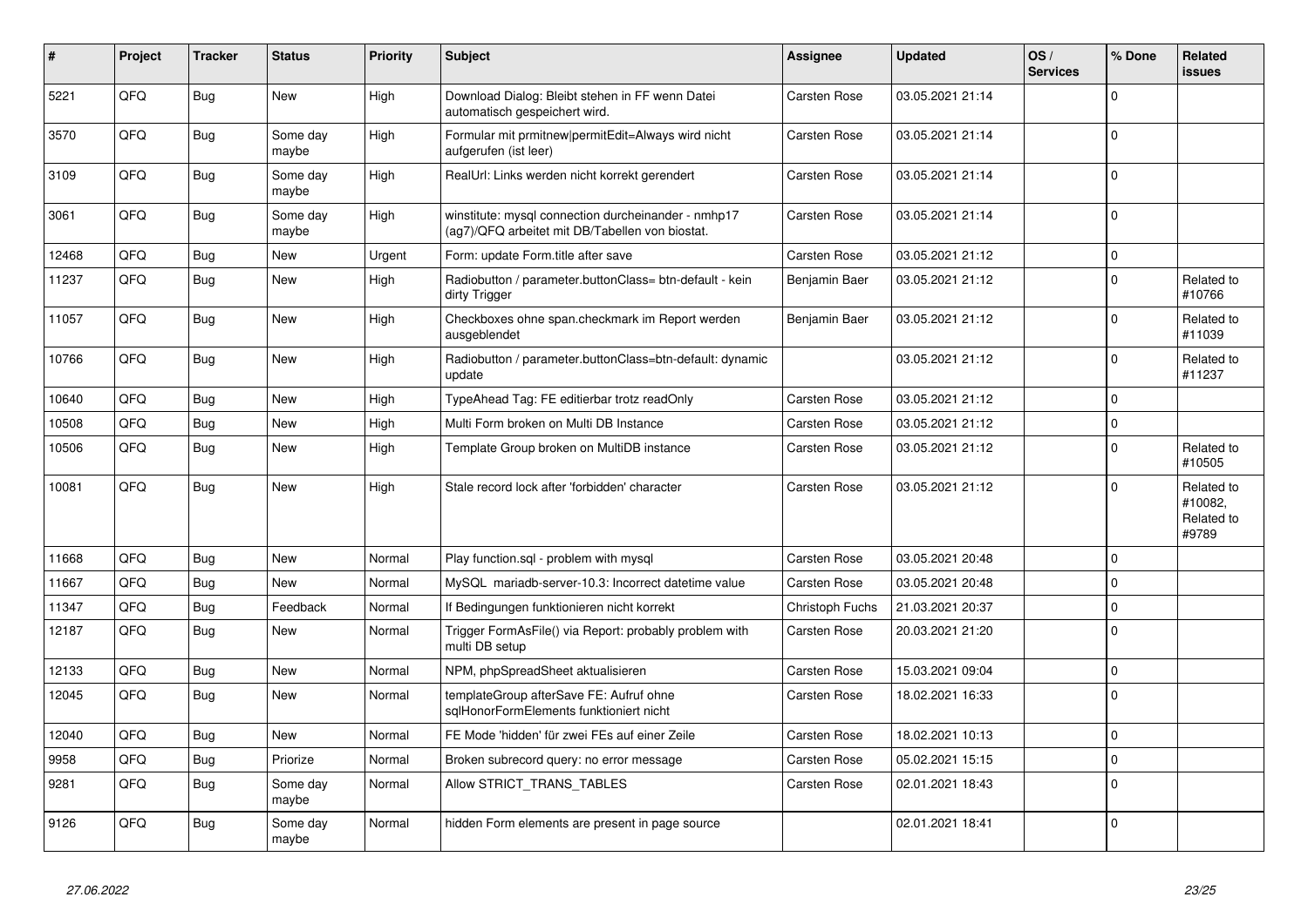| # | Project | Tracker | Status | Priority | Subject | Assignee | Updated | OS / Services | % Done | Related issues |
|---|---|---|---|---|---|---|---|---|---|---|
| 5221 | QFQ | Bug | New | High | Download Dialog: Bleibt stehen in FF wenn Datei automatisch gespeichert wird. | Carsten Rose | 03.05.2021 21:14 | | 0 | |
| 3570 | QFQ | Bug | Some day maybe | High | Formular mit prmitnew\|permitEdit=Always wird nicht aufgerufen (ist leer) | Carsten Rose | 03.05.2021 21:14 | | 0 | |
| 3109 | QFQ | Bug | Some day maybe | High | RealUrl: Links werden nicht korrekt gerendert | Carsten Rose | 03.05.2021 21:14 | | 0 | |
| 3061 | QFQ | Bug | Some day maybe | High | winstitute: mysql connection durcheinander - nmhp17 (ag7)/QFQ arbeitet mit DB/Tabellen von biostat. | Carsten Rose | 03.05.2021 21:14 | | 0 | |
| 12468 | QFQ | Bug | New | Urgent | Form: update Form.title after save | Carsten Rose | 03.05.2021 21:12 | | 0 | |
| 11237 | QFQ | Bug | New | High | Radiobutton / parameter.buttonClass= btn-default - kein dirty Trigger | Benjamin Baer | 03.05.2021 21:12 | | 0 | Related to #10766 |
| 11057 | QFQ | Bug | New | High | Checkboxes ohne span.checkmark im Report werden ausgeblendet | Benjamin Baer | 03.05.2021 21:12 | | 0 | Related to #11039 |
| 10766 | QFQ | Bug | New | High | Radiobutton / parameter.buttonClass=btn-default: dynamic update | | 03.05.2021 21:12 | | 0 | Related to #11237 |
| 10640 | QFQ | Bug | New | High | TypeAhead Tag: FE editierbar trotz readOnly | Carsten Rose | 03.05.2021 21:12 | | 0 | |
| 10508 | QFQ | Bug | New | High | Multi Form broken on Multi DB Instance | Carsten Rose | 03.05.2021 21:12 | | 0 | |
| 10506 | QFQ | Bug | New | High | Template Group broken on MultiDB instance | Carsten Rose | 03.05.2021 21:12 | | 0 | Related to #10505 |
| 10081 | QFQ | Bug | New | High | Stale record lock after 'forbidden' character | Carsten Rose | 03.05.2021 21:12 | | 0 | Related to #10082, Related to #9789 |
| 11668 | QFQ | Bug | New | Normal | Play function.sql - problem with mysql | Carsten Rose | 03.05.2021 20:48 | | 0 | |
| 11667 | QFQ | Bug | New | Normal | MySQL mariadb-server-10.3: Incorrect datetime value | Carsten Rose | 03.05.2021 20:48 | | 0 | |
| 11347 | QFQ | Bug | Feedback | Normal | If Bedingungen funktionieren nicht korrekt | Christoph Fuchs | 21.03.2021 20:37 | | 0 | |
| 12187 | QFQ | Bug | New | Normal | Trigger FormAsFile() via Report: probably problem with multi DB setup | Carsten Rose | 20.03.2021 21:20 | | 0 | |
| 12133 | QFQ | Bug | New | Normal | NPM, phpSpreadSheet aktualisieren | Carsten Rose | 15.03.2021 09:04 | | 0 | |
| 12045 | QFQ | Bug | New | Normal | templateGroup afterSave FE: Aufruf ohne sqlHonorFormElements funktioniert nicht | Carsten Rose | 18.02.2021 16:33 | | 0 | |
| 12040 | QFQ | Bug | New | Normal | FE Mode 'hidden' für zwei FEs auf einer Zeile | Carsten Rose | 18.02.2021 10:13 | | 0 | |
| 9958 | QFQ | Bug | Priorize | Normal | Broken subrecord query: no error message | Carsten Rose | 05.02.2021 15:15 | | 0 | |
| 9281 | QFQ | Bug | Some day maybe | Normal | Allow STRICT_TRANS_TABLES | Carsten Rose | 02.01.2021 18:43 | | 0 | |
| 9126 | QFQ | Bug | Some day maybe | Normal | hidden Form elements are present in page source | | 02.01.2021 18:41 | | 0 | |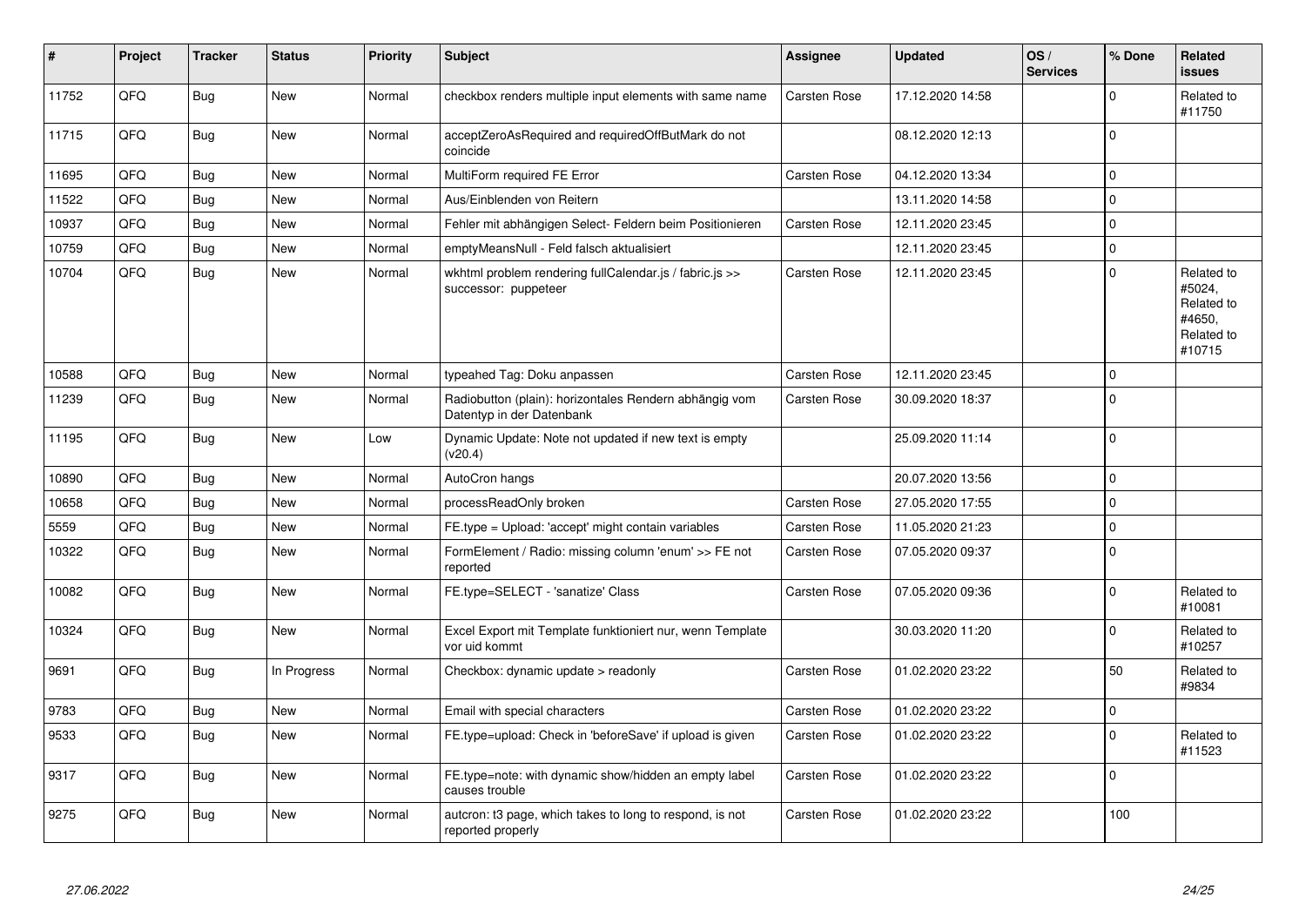| # | Project | Tracker | Status | Priority | Subject | Assignee | Updated | OS / Services | % Done | Related issues |
|---|---|---|---|---|---|---|---|---|---|---|
| 11752 | QFQ | Bug | New | Normal | checkbox renders multiple input elements with same name | Carsten Rose | 17.12.2020 14:58 | | 0 | Related to #11750 |
| 11715 | QFQ | Bug | New | Normal | acceptZeroAsRequired and requiredOffButMark do not coincide | | 08.12.2020 12:13 | | 0 | |
| 11695 | QFQ | Bug | New | Normal | MultiForm required FE Error | Carsten Rose | 04.12.2020 13:34 | | 0 | |
| 11522 | QFQ | Bug | New | Normal | Aus/Einblenden von Reitern | | 13.11.2020 14:58 | | 0 | |
| 10937 | QFQ | Bug | New | Normal | Fehler mit abhängigen Select- Feldern beim Positionieren | Carsten Rose | 12.11.2020 23:45 | | 0 | |
| 10759 | QFQ | Bug | New | Normal | emptyMeansNull - Feld falsch aktualisiert | | 12.11.2020 23:45 | | 0 | |
| 10704 | QFQ | Bug | New | Normal | wkhtml problem rendering fullCalendar.js / fabric.js >> successor: puppeteer | Carsten Rose | 12.11.2020 23:45 | | 0 | Related to #5024, Related to #4650, Related to #10715 |
| 10588 | QFQ | Bug | New | Normal | typeahed Tag: Doku anpassen | Carsten Rose | 12.11.2020 23:45 | | 0 | |
| 11239 | QFQ | Bug | New | Normal | Radiobutton (plain): horizontales Rendern abhängig vom Datentyp in der Datenbank | Carsten Rose | 30.09.2020 18:37 | | 0 | |
| 11195 | QFQ | Bug | New | Low | Dynamic Update: Note not updated if new text is empty (v20.4) | | 25.09.2020 11:14 | | 0 | |
| 10890 | QFQ | Bug | New | Normal | AutoCron hangs | | 20.07.2020 13:56 | | 0 | |
| 10658 | QFQ | Bug | New | Normal | processReadOnly broken | Carsten Rose | 27.05.2020 17:55 | | 0 | |
| 5559 | QFQ | Bug | New | Normal | FE.type = Upload: 'accept' might contain variables | Carsten Rose | 11.05.2020 21:23 | | 0 | |
| 10322 | QFQ | Bug | New | Normal | FormElement / Radio: missing column 'enum' >> FE not reported | Carsten Rose | 07.05.2020 09:37 | | 0 | |
| 10082 | QFQ | Bug | New | Normal | FE.type=SELECT - 'sanatize' Class | Carsten Rose | 07.05.2020 09:36 | | 0 | Related to #10081 |
| 10324 | QFQ | Bug | New | Normal | Excel Export mit Template funktioniert nur, wenn Template vor uid kommt | | 30.03.2020 11:20 | | 0 | Related to #10257 |
| 9691 | QFQ | Bug | In Progress | Normal | Checkbox: dynamic update > readonly | Carsten Rose | 01.02.2020 23:22 | | 50 | Related to #9834 |
| 9783 | QFQ | Bug | New | Normal | Email with special characters | Carsten Rose | 01.02.2020 23:22 | | 0 | |
| 9533 | QFQ | Bug | New | Normal | FE.type=upload: Check in 'beforeSave' if upload is given | Carsten Rose | 01.02.2020 23:22 | | 0 | Related to #11523 |
| 9317 | QFQ | Bug | New | Normal | FE.type=note: with dynamic show/hidden an empty label causes trouble | Carsten Rose | 01.02.2020 23:22 | | 0 | |
| 9275 | QFQ | Bug | New | Normal | autcron: t3 page, which takes to long to respond, is not reported properly | Carsten Rose | 01.02.2020 23:22 | | 100 | |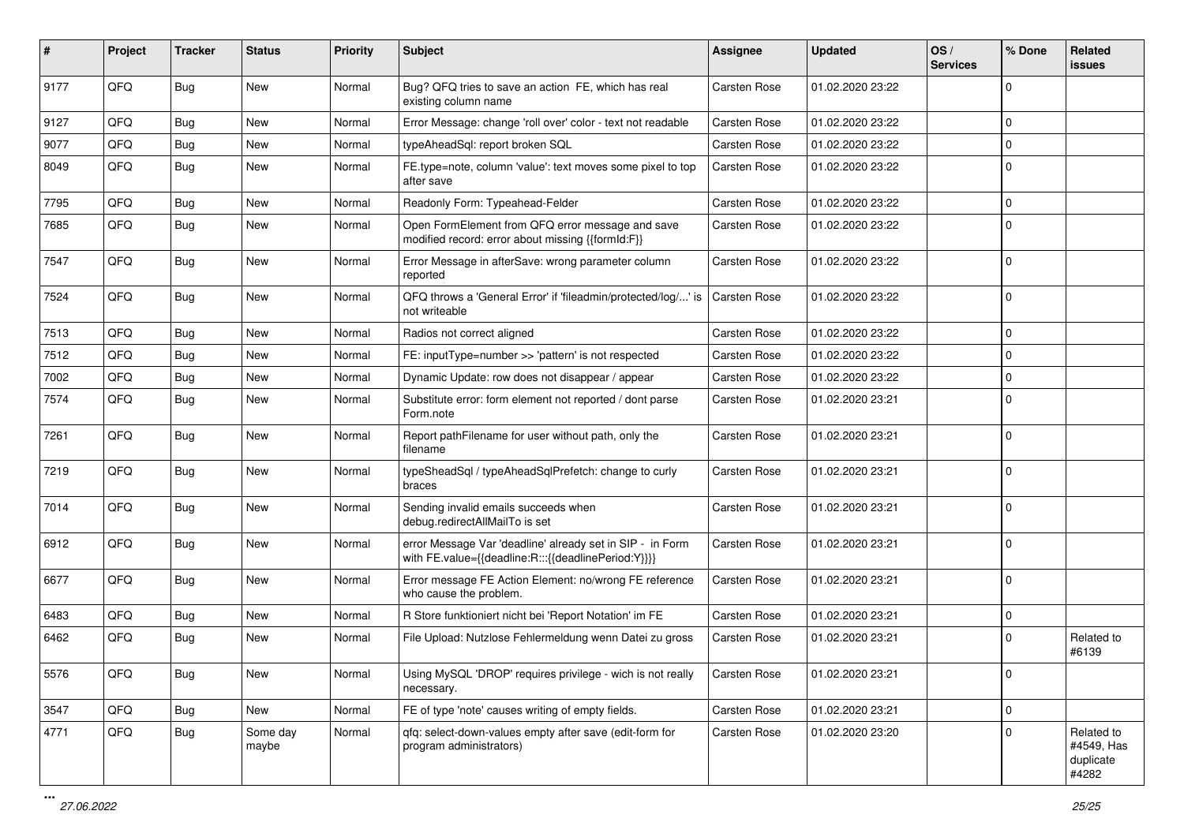| # | Project | Tracker | Status | Priority | Subject | Assignee | Updated | OS / Services | % Done | Related issues |
|---|---|---|---|---|---|---|---|---|---|---|
| 9177 | QFQ | Bug | New | Normal | Bug? QFQ tries to save an action FE, which has real existing column name | Carsten Rose | 01.02.2020 23:22 | | 0 | |
| 9127 | QFQ | Bug | New | Normal | Error Message: change 'roll over' color - text not readable | Carsten Rose | 01.02.2020 23:22 | | 0 | |
| 9077 | QFQ | Bug | New | Normal | typeAheadSql: report broken SQL | Carsten Rose | 01.02.2020 23:22 | | 0 | |
| 8049 | QFQ | Bug | New | Normal | FE.type=note, column 'value': text moves some pixel to top after save | Carsten Rose | 01.02.2020 23:22 | | 0 | |
| 7795 | QFQ | Bug | New | Normal | Readonly Form: Typeahead-Felder | Carsten Rose | 01.02.2020 23:22 | | 0 | |
| 7685 | QFQ | Bug | New | Normal | Open FormElement from QFQ error message and save modified record: error about missing {{formId:F}} | Carsten Rose | 01.02.2020 23:22 | | 0 | |
| 7547 | QFQ | Bug | New | Normal | Error Message in afterSave: wrong parameter column reported | Carsten Rose | 01.02.2020 23:22 | | 0 | |
| 7524 | QFQ | Bug | New | Normal | QFQ throws a 'General Error' if 'fileadmin/protected/log/...' is not writeable | Carsten Rose | 01.02.2020 23:22 | | 0 | |
| 7513 | QFQ | Bug | New | Normal | Radios not correct aligned | Carsten Rose | 01.02.2020 23:22 | | 0 | |
| 7512 | QFQ | Bug | New | Normal | FE: inputType=number >> 'pattern' is not respected | Carsten Rose | 01.02.2020 23:22 | | 0 | |
| 7002 | QFQ | Bug | New | Normal | Dynamic Update: row does not disappear / appear | Carsten Rose | 01.02.2020 23:22 | | 0 | |
| 7574 | QFQ | Bug | New | Normal | Substitute error: form element not reported / dont parse Form.note | Carsten Rose | 01.02.2020 23:21 | | 0 | |
| 7261 | QFQ | Bug | New | Normal | Report pathFilename for user without path, only the filename | Carsten Rose | 01.02.2020 23:21 | | 0 | |
| 7219 | QFQ | Bug | New | Normal | typeSheadSql / typeAheadSqlPrefetch: change to curly braces | Carsten Rose | 01.02.2020 23:21 | | 0 | |
| 7014 | QFQ | Bug | New | Normal | Sending invalid emails succeeds when debug.redirectAllMailTo is set | Carsten Rose | 01.02.2020 23:21 | | 0 | |
| 6912 | QFQ | Bug | New | Normal | error Message Var 'deadline' already set in SIP - in Form with FE.value={{deadline:R:::{{deadlinePeriod:Y}}}} | Carsten Rose | 01.02.2020 23:21 | | 0 | |
| 6677 | QFQ | Bug | New | Normal | Error message FE Action Element: no/wrong FE reference who cause the problem. | Carsten Rose | 01.02.2020 23:21 | | 0 | |
| 6483 | QFQ | Bug | New | Normal | R Store funktioniert nicht bei 'Report Notation' im FE | Carsten Rose | 01.02.2020 23:21 | | 0 | |
| 6462 | QFQ | Bug | New | Normal | File Upload: Nutzlose Fehlermeldung wenn Datei zu gross | Carsten Rose | 01.02.2020 23:21 | | 0 | Related to #6139 |
| 5576 | QFQ | Bug | New | Normal | Using MySQL 'DROP' requires privilege - wich is not really necessary. | Carsten Rose | 01.02.2020 23:21 | | 0 | |
| 3547 | QFQ | Bug | New | Normal | FE of type 'note' causes writing of empty fields. | Carsten Rose | 01.02.2020 23:21 | | 0 | |
| 4771 | QFQ | Bug | Some day maybe | Normal | qfq: select-down-values empty after save (edit-form for program administrators) | Carsten Rose | 01.02.2020 23:20 | | 0 | Related to #4549, Has duplicate #4282 |

...